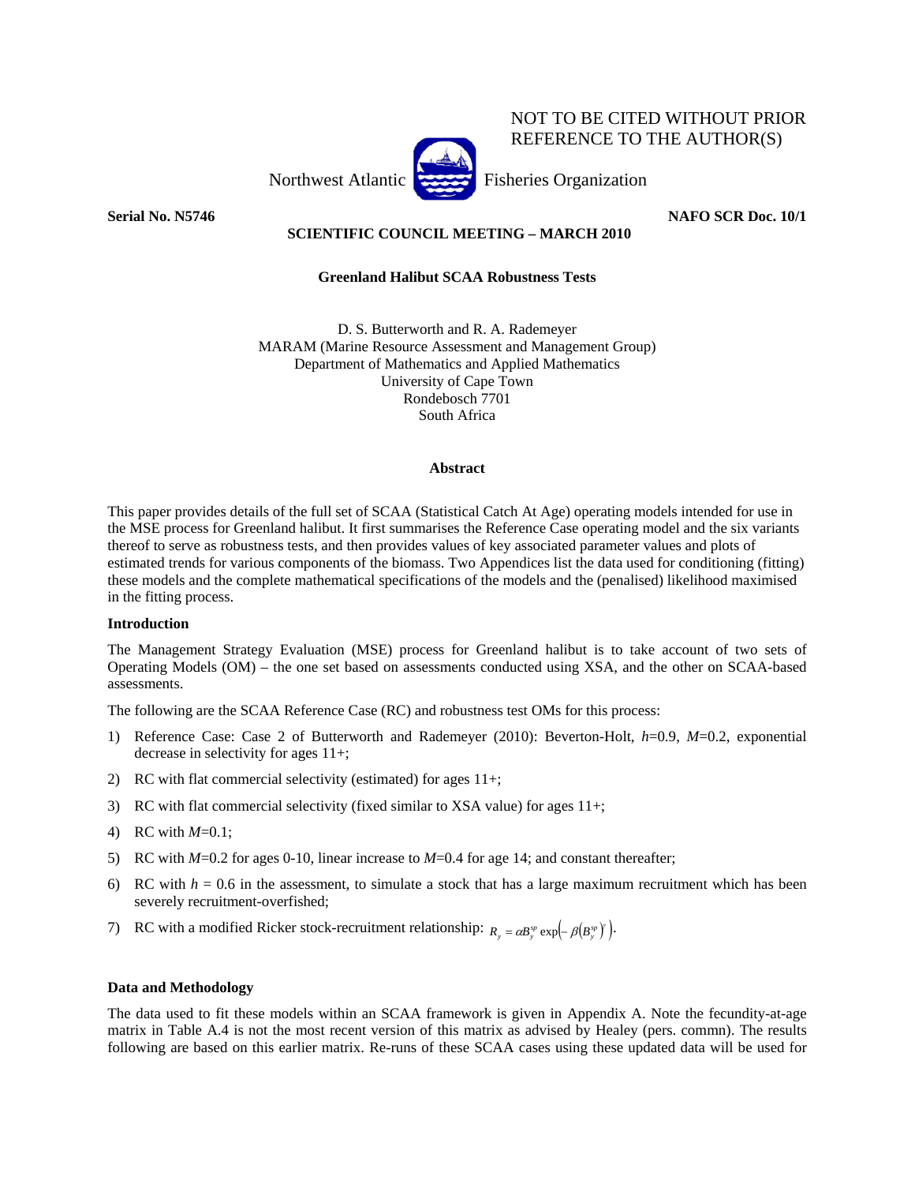NOT TO BE CITED WITHOUT PRIOR REFERENCE TO THE AUTHOR(S)

Northwest Atlantic Fisheries Organization

**Serial No. N5746** **NAFO SCR Doc. 10/1**

**SCIENTIFIC COUNCIL MEETING – MARCH 2010**

**Greenland Halibut SCAA Robustness Tests**

D. S. Butterworth and R. A. Rademeyer
MARAM (Marine Resource Assessment and Management Group)
Department of Mathematics and Applied Mathematics
University of Cape Town
Rondebosch 7701
South Africa

**Abstract**

This paper provides details of the full set of SCAA (Statistical Catch At Age) operating models intended for use in the MSE process for Greenland halibut. It first summarises the Reference Case operating model and the six variants thereof to serve as robustness tests, and then provides values of key associated parameter values and plots of estimated trends for various components of the biomass. Two Appendices list the data used for conditioning (fitting) these models and the complete mathematical specifications of the models and the (penalised) likelihood maximised in the fitting process.

**Introduction**

The Management Strategy Evaluation (MSE) process for Greenland halibut is to take account of two sets of Operating Models (OM) – the one set based on assessments conducted using XSA, and the other on SCAA-based assessments.

The following are the SCAA Reference Case (RC) and robustness test OMs for this process:

1) Reference Case: Case 2 of Butterworth and Rademeyer (2010): Beverton-Holt, $h$=0.9, $M$=0.2, exponential decrease in selectivity for ages 11+;
2) RC with flat commercial selectivity (estimated) for ages 11+;
3) RC with flat commercial selectivity (fixed similar to XSA value) for ages 11+;
4) RC with $M$=0.1;
5) RC with $M$=0.2 for ages 0-10, linear increase to $M$=0.4 for age 14; and constant thereafter;
6) RC with $h$ = 0.6 in the assessment, to simulate a stock that has a large maximum recruitment which has been severely recruitment-overfished;
7) RC with a modified Ricker stock-recruitment relationship: $R_y = \alpha B_y^{sp} \exp\left(-\beta \left(B_y^{sp}\right)^{\gamma}\right)$.

**Data and Methodology**

The data used to fit these models within an SCAA framework is given in Appendix A. Note the fecundity-at-age matrix in Table A.4 is not the most recent version of this matrix as advised by Healey (pers. commn). The results following are based on this earlier matrix. Re-runs of these SCAA cases using these updated data will be used for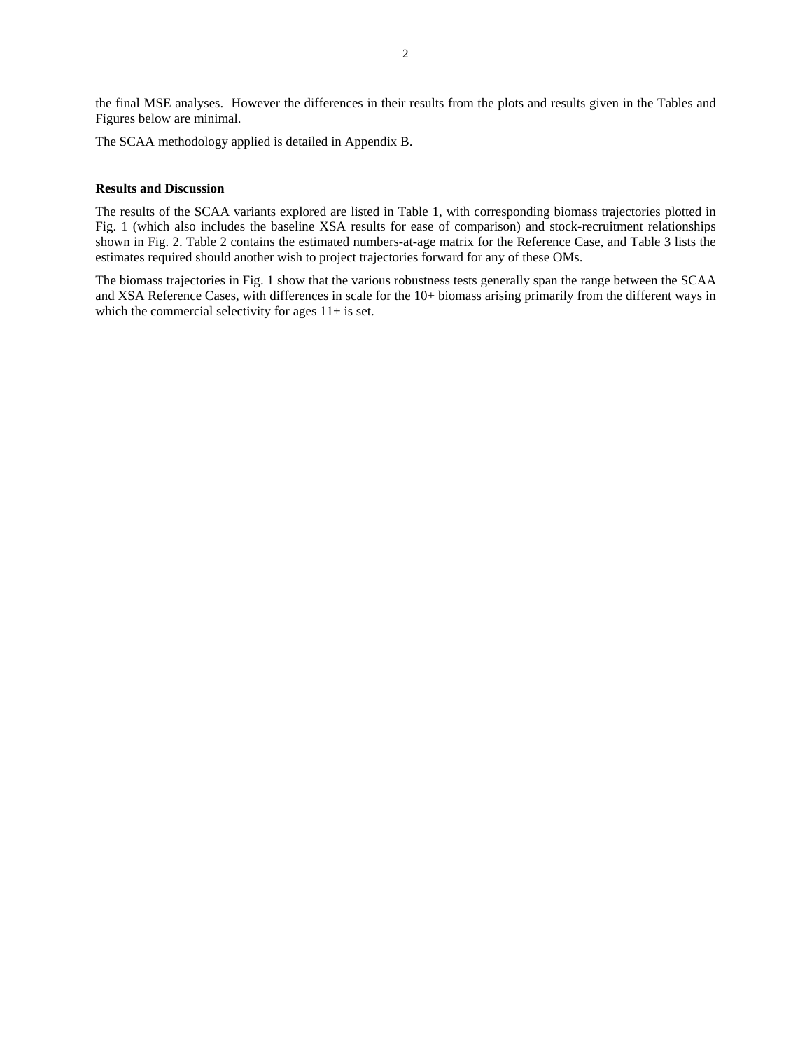the final MSE analyses. However the differences in their results from the plots and results given in the Tables and Figures below are minimal.

The SCAA methodology applied is detailed in Appendix B.

**Results and Discussion**

The results of the SCAA variants explored are listed in Table 1, with corresponding biomass trajectories plotted in Fig. 1 (which also includes the baseline XSA results for ease of comparison) and stock-recruitment relationships shown in Fig. 2. Table 2 contains the estimated numbers-at-age matrix for the Reference Case, and Table 3 lists the estimates required should another wish to project trajectories forward for any of these OMs.

The biomass trajectories in Fig. 1 show that the various robustness tests generally span the range between the SCAA and XSA Reference Cases, with differences in scale for the 10+ biomass arising primarily from the different ways in which the commercial selectivity for ages 11+ is set.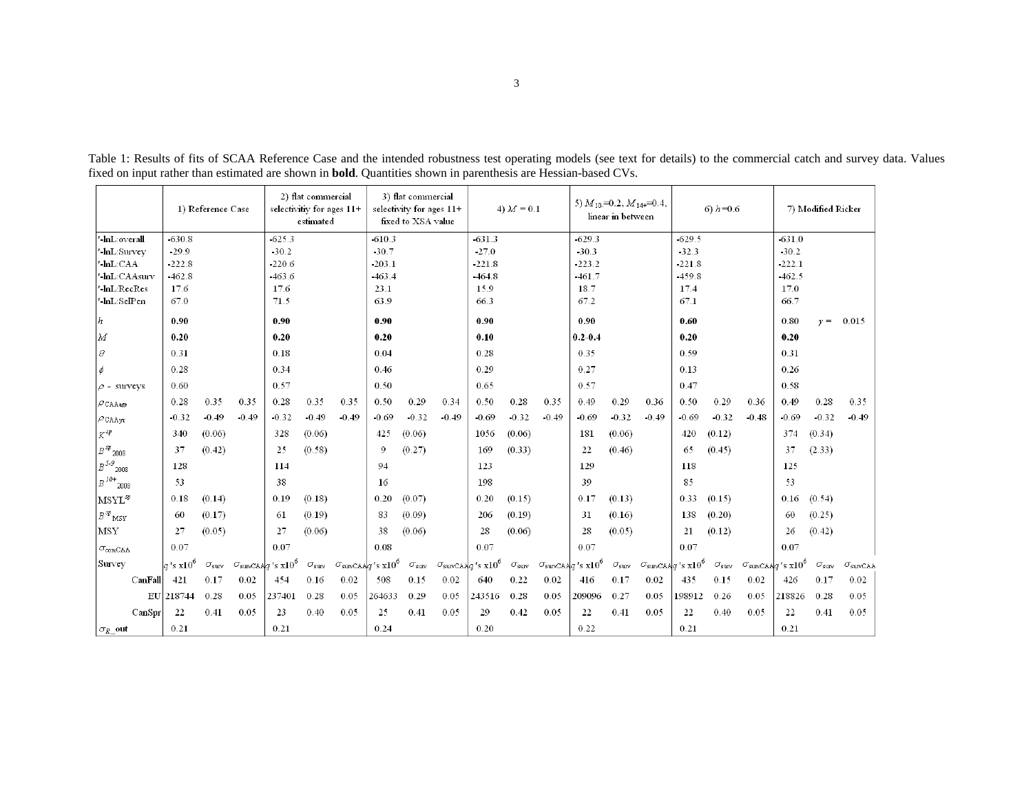Table 1: Results of fits of SCAA Reference Case and the intended robustness test operating models (see text for details) to the commercial catch and survey data. Values fixed on input rather than estimated are shown in **bold**. Quantities shown in parenthesis are Hessian-based CVs.

| | 1) Reference Case | | | 2) flat commercial selectivitiy for ages 11+ estimated | | | 3) flat commercial selectivity for ages 11+ fixed to XSA value | | | 4) $M$ = 0.1 | | | 5) $M_{10}$=0.2, $M_{14+}$=0.4, linear in between | | | 6) $h$=0.6 | | | 7) Modified Ricker | | |
|---|---|---|---|---|---|---|---|---|---|---|---|---|---|---|---|---|---|---|---|---|---|
| '-lnL:overall | -630.8 | | | -625.3 | | | -610.3 | | | -631.3 | | | -629.3 | | | -629.5 | | | -631.0 | | |
| '-lnL:Survey | -29.9 | | | -30.2 | | | -30.7 | | | -27.0 | | | -30.3 | | | -32.3 | | | -30.2 | | |
| '-lnL:CAA | -222.8 | | | -220.6 | | | -203.1 | | | -221.8 | | | -223.2 | | | -221.8 | | | -222.1 | | |
| '-lnL:CAAsurv | -462.8 | | | -463.6 | | | -463.4 | | | -464.8 | | | -461.7 | | | -459.8 | | | -462.5 | | |
| '-lnL:RecRes | 17.6 | | | 17.6 | | | 23.1 | | | 15.9 | | | 18.7 | | | 17.4 | | | 17.0 | | |
| '-lnL:SelPen | 67.0 | | | 71.5 | | | 63.9 | | | 66.3 | | | 67.2 | | | 67.1 | | | 66.7 | | |
| $h$ | **0.90** | | | **0.90** | | | **0.90** | | | **0.90** | | | **0.90** | | | **0.60** | | | 0.80 | $\gamma$ = | 0.015 |
| $M$ | **0.20** | | | **0.20** | | | **0.20** | | | **0.10** | | | **0.2-0.4** | | | **0.20** | | | **0.20** | | |
| $\theta$ | 0.31 | | | 0.18 | | | 0.04 | | | 0.28 | | | 0.35 | | | 0.59 | | | 0.31 | | |
| $\phi$ | 0.28 | | | 0.34 | | | 0.46 | | | 0.29 | | | 0.27 | | | 0.13 | | | 0.26 | | |
| $\rho$ - surveys | 0.60 | | | 0.57 | | | 0.50 | | | 0.65 | | | 0.57 | | | 0.47 | | | 0.58 | | |
| $\rho_{CAAage}$ | 0.28 | 0.35 | 0.35 | 0.28 | 0.35 | 0.35 | 0.50 | 0.29 | 0.34 | 0.50 | 0.28 | 0.35 | 0.49 | 0.29 | 0.36 | 0.50 | 0.29 | 0.36 | 0.49 | 0.28 | 0.35 |
| $\rho_{CAAyr}$ | -0.32 | -0.49 | -0.49 | -0.32 | -0.49 | -0.49 | -0.69 | -0.32 | -0.49 | -0.69 | -0.32 | -0.49 | -0.69 | -0.32 | -0.49 | -0.69 | -0.32 | -0.48 | -0.69 | -0.32 | -0.49 |
| $K^{sp}$ | 340 | (0.06) | | 328 | (0.06) | | 425 | (0.06) | | 1056 | (0.06) | | 181 | (0.06) | | 420 | (0.12) | | 374 | (0.34) | |
| $B^{sp}_{2008}$ | 37 | (0.42) | | 25 | (0.58) | | 9 | (0.27) | | 169 | (0.33) | | 22 | (0.46) | | 65 | (0.45) | | 37 | (2.33) | |
| $B^{5-9}_{2008}$ | 128 | | | 114 | | | 94 | | | 123 | | | 129 | | | 118 | | | 125 | | |
| $B^{10+}_{2008}$ | 53 | | | 38 | | | 16 | | | 198 | | | 39 | | | 85 | | | 53 | | |
| MSYL$^{sp}$ | 0.18 | (0.14) | | 0.19 | (0.18) | | 0.20 | (0.07) | | 0.20 | (0.15) | | 0.17 | (0.13) | | 0.33 | (0.15) | | 0.16 | (0.54) | |
| $B^{sp}_{MSY}$ | 60 | (0.17) | | 61 | (0.19) | | 83 | (0.09) | | 206 | (0.19) | | 31 | (0.16) | | 138 | (0.20) | | 60 | (0.25) | |
| MSY | 27 | (0.05) | | 27 | (0.06) | | 38 | (0.06) | | 28 | (0.06) | | 28 | (0.05) | | 21 | (0.12) | | 26 | (0.42) | |
| $\sigma_{comCAA}$ | 0.07 | | | 0.07 | | | 0.08 | | | 0.07 | | | 0.07 | | | 0.07 | | | 0.07 | | |
| Survey | $q$'s x10$^6$ | $\sigma_{surv}$ | $\sigma_{survCAA}$ | $q$'s x10$^6$ | $\sigma_{surv}$ | $\sigma_{survCAA}$ | $q$'s x10$^6$ | $\sigma_{surv}$ | $\sigma_{survCAA}$ | $q$'s x10$^6$ | $\sigma_{surv}$ | $\sigma_{survCAA}$ | $q$'s x10$^6$ | $\sigma_{surv}$ | $\sigma_{survCAA}$ | $q$'s x10$^6$ | $\sigma_{surv}$ | $\sigma_{survCAA}$ | $q$'s x10$^6$ | $\sigma_{surv}$ | $\sigma_{survCAA}$ |
| CanFall | 421 | 0.17 | 0.02 | 454 | 0.16 | 0.02 | 508 | 0.15 | 0.02 | 640 | 0.22 | 0.02 | 416 | 0.17 | 0.02 | 435 | 0.15 | 0.02 | 426 | 0.17 | 0.02 |
| EU | 218744 | 0.28 | 0.05 | 237401 | 0.28 | 0.05 | 264633 | 0.29 | 0.05 | 243516 | 0.28 | 0.05 | 209096 | 0.27 | 0.05 | 198912 | 0.26 | 0.05 | 218826 | 0.28 | 0.05 |
| CanSpr | 22 | 0.41 | 0.05 | 23 | 0.40 | 0.05 | 25 | 0.41 | 0.05 | 29 | 0.42 | 0.05 | 22 | 0.41 | 0.05 | 22 | 0.40 | 0.05 | 22 | 0.41 | 0.05 |
| $\sigma_R$_out | 0.21 | | | 0.21 | | | 0.24 | | | 0.20 | | | 0.22 | | | 0.21 | | | 0.21 | | |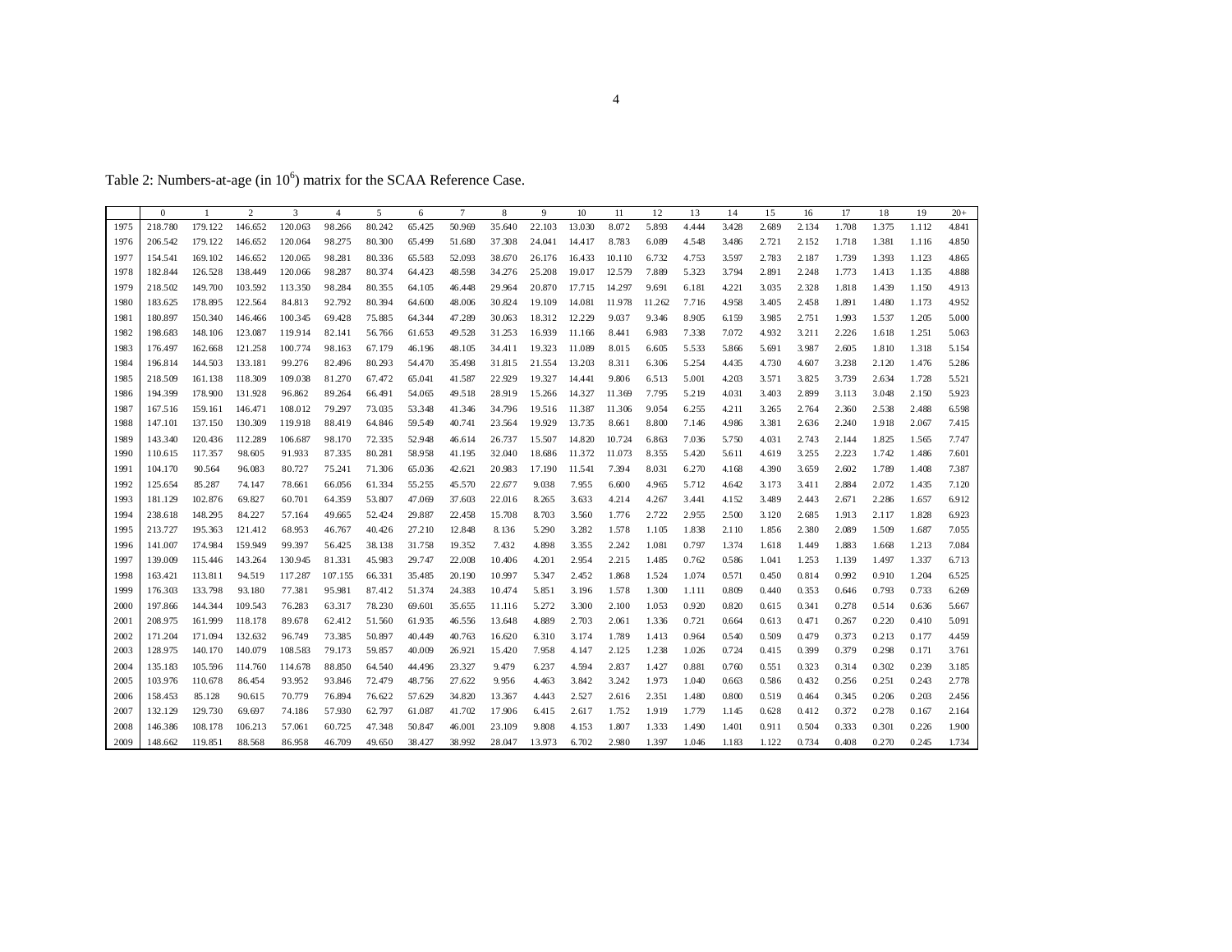Table 2: Numbers-at-age (in $10^6$) matrix for the SCAA Reference Case.

| | 0 | 1 | 2 | 3 | 4 | 5 | 6 | 7 | 8 | 9 | 10 | 11 | 12 | 13 | 14 | 15 | 16 | 17 | 18 | 19 | 20+ |
|---|---|---|---|---|---|---|---|---|---|---|---|---|---|---|---|---|---|---|---|---|---|
| 1975 | 218.780 | 179.122 | 146.652 | 120.063 | 98.266 | 80.242 | 65.425 | 50.969 | 35.640 | 22.103 | 13.030 | 8.072 | 5.893 | 4.444 | 3.428 | 2.689 | 2.134 | 1.708 | 1.375 | 1.112 | 4.841 |
| 1976 | 206.542 | 179.122 | 146.652 | 120.064 | 98.275 | 80.300 | 65.499 | 51.680 | 37.308 | 24.041 | 14.417 | 8.783 | 6.089 | 4.548 | 3.486 | 2.721 | 2.152 | 1.718 | 1.381 | 1.116 | 4.850 |
| 1977 | 154.541 | 169.102 | 146.652 | 120.065 | 98.281 | 80.336 | 65.583 | 52.093 | 38.670 | 26.176 | 16.433 | 10.110 | 6.732 | 4.753 | 3.597 | 2.783 | 2.187 | 1.739 | 1.393 | 1.123 | 4.865 |
| 1978 | 182.844 | 126.528 | 138.449 | 120.066 | 98.287 | 80.374 | 64.423 | 48.598 | 34.276 | 25.208 | 19.017 | 12.579 | 7.889 | 5.323 | 3.794 | 2.891 | 2.248 | 1.773 | 1.413 | 1.135 | 4.888 |
| 1979 | 218.502 | 149.700 | 103.592 | 113.350 | 98.284 | 80.355 | 64.105 | 46.448 | 29.964 | 20.870 | 17.715 | 14.297 | 9.691 | 6.181 | 4.221 | 3.035 | 2.328 | 1.818 | 1.439 | 1.150 | 4.913 |
| 1980 | 183.625 | 178.895 | 122.564 | 84.813 | 92.792 | 80.394 | 64.600 | 48.006 | 30.824 | 19.109 | 14.081 | 11.978 | 11.262 | 7.716 | 4.958 | 3.405 | 2.458 | 1.891 | 1.480 | 1.173 | 4.952 |
| 1981 | 180.897 | 150.340 | 146.466 | 100.345 | 69.428 | 75.885 | 64.344 | 47.289 | 30.063 | 18.312 | 12.229 | 9.037 | 9.346 | 8.905 | 6.159 | 3.985 | 2.751 | 1.993 | 1.537 | 1.205 | 5.000 |
| 1982 | 198.683 | 148.106 | 123.087 | 119.914 | 82.141 | 56.766 | 61.653 | 49.528 | 31.253 | 16.939 | 11.166 | 8.441 | 6.983 | 7.338 | 7.072 | 4.932 | 3.211 | 2.226 | 1.618 | 1.251 | 5.063 |
| 1983 | 176.497 | 162.668 | 121.258 | 100.774 | 98.163 | 67.179 | 46.196 | 48.105 | 34.411 | 19.323 | 11.089 | 8.015 | 6.605 | 5.533 | 5.866 | 5.691 | 3.987 | 2.605 | 1.810 | 1.318 | 5.154 |
| 1984 | 196.814 | 144.503 | 133.181 | 99.276 | 82.496 | 80.293 | 54.470 | 35.498 | 31.815 | 21.554 | 13.203 | 8.311 | 6.306 | 5.254 | 4.435 | 4.730 | 4.607 | 3.238 | 2.120 | 1.476 | 5.286 |
| 1985 | 218.509 | 161.138 | 118.309 | 109.038 | 81.270 | 67.472 | 65.041 | 41.587 | 22.929 | 19.327 | 14.441 | 9.806 | 6.513 | 5.001 | 4.203 | 3.571 | 3.825 | 3.739 | 2.634 | 1.728 | 5.521 |
| 1986 | 194.399 | 178.900 | 131.928 | 96.862 | 89.264 | 66.491 | 54.065 | 49.518 | 28.919 | 15.266 | 14.327 | 11.369 | 7.795 | 5.219 | 4.031 | 3.403 | 2.899 | 3.113 | 3.048 | 2.150 | 5.923 |
| 1987 | 167.516 | 159.161 | 146.471 | 108.012 | 79.297 | 73.035 | 53.348 | 41.346 | 34.796 | 19.516 | 11.387 | 11.306 | 9.054 | 6.255 | 4.211 | 3.265 | 2.764 | 2.360 | 2.538 | 2.488 | 6.598 |
| 1988 | 147.101 | 137.150 | 130.309 | 119.918 | 88.419 | 64.846 | 59.549 | 40.741 | 23.564 | 19.929 | 13.735 | 8.661 | 8.800 | 7.146 | 4.986 | 3.381 | 2.636 | 2.240 | 1.918 | 2.067 | 7.415 |
| 1989 | 143.340 | 120.436 | 112.289 | 106.687 | 98.170 | 72.335 | 52.948 | 46.614 | 26.737 | 15.507 | 14.820 | 10.724 | 6.863 | 7.036 | 5.750 | 4.031 | 2.743 | 2.144 | 1.825 | 1.565 | 7.747 |
| 1990 | 110.615 | 117.357 | 98.605 | 91.933 | 87.335 | 80.281 | 58.958 | 41.195 | 32.040 | 18.686 | 11.372 | 11.073 | 8.355 | 5.420 | 5.611 | 4.619 | 3.255 | 2.223 | 1.742 | 1.486 | 7.601 |
| 1991 | 104.170 | 90.564 | 96.083 | 80.727 | 75.241 | 71.306 | 65.036 | 42.621 | 20.983 | 17.190 | 11.541 | 7.394 | 8.031 | 6.270 | 4.168 | 4.390 | 3.659 | 2.602 | 1.789 | 1.408 | 7.387 |
| 1992 | 125.654 | 85.287 | 74.147 | 78.661 | 66.056 | 61.334 | 55.255 | 45.570 | 22.677 | 9.038 | 7.955 | 6.600 | 4.965 | 5.712 | 4.642 | 3.173 | 3.411 | 2.884 | 2.072 | 1.435 | 7.120 |
| 1993 | 181.129 | 102.876 | 69.827 | 60.701 | 64.359 | 53.807 | 47.069 | 37.603 | 22.016 | 8.265 | 3.633 | 4.214 | 4.267 | 3.441 | 4.152 | 3.489 | 2.443 | 2.671 | 2.286 | 1.657 | 6.912 |
| 1994 | 238.618 | 148.295 | 84.227 | 57.164 | 49.665 | 52.424 | 29.887 | 22.458 | 15.708 | 8.703 | 3.560 | 1.776 | 2.722 | 2.955 | 2.500 | 3.120 | 2.685 | 1.913 | 2.117 | 1.828 | 6.923 |
| 1995 | 213.727 | 195.363 | 121.412 | 68.953 | 46.767 | 40.426 | 27.210 | 12.848 | 8.136 | 5.290 | 3.282 | 1.578 | 1.105 | 1.838 | 2.110 | 1.856 | 2.380 | 2.089 | 1.509 | 1.687 | 7.055 |
| 1996 | 141.007 | 174.984 | 159.949 | 99.397 | 56.425 | 38.138 | 31.758 | 19.352 | 7.432 | 4.898 | 3.355 | 2.242 | 1.081 | 0.797 | 1.374 | 1.618 | 1.449 | 1.883 | 1.668 | 1.213 | 7.084 |
| 1997 | 139.009 | 115.446 | 143.264 | 130.945 | 81.331 | 45.983 | 29.747 | 22.008 | 10.406 | 4.201 | 2.954 | 2.215 | 1.485 | 0.762 | 0.586 | 1.041 | 1.253 | 1.139 | 1.497 | 1.337 | 6.713 |
| 1998 | 163.421 | 113.811 | 94.519 | 117.287 | 107.155 | 66.331 | 35.485 | 20.190 | 10.997 | 5.347 | 2.452 | 1.868 | 1.524 | 1.074 | 0.571 | 0.450 | 0.814 | 0.992 | 0.910 | 1.204 | 6.525 |
| 1999 | 176.303 | 133.798 | 93.180 | 77.381 | 95.981 | 87.412 | 51.374 | 24.383 | 10.474 | 5.851 | 3.196 | 1.578 | 1.300 | 1.111 | 0.809 | 0.440 | 0.353 | 0.646 | 0.793 | 0.733 | 6.269 |
| 2000 | 197.866 | 144.344 | 109.543 | 76.283 | 63.317 | 78.230 | 69.601 | 35.655 | 11.116 | 5.272 | 3.300 | 2.100 | 1.053 | 0.920 | 0.820 | 0.615 | 0.341 | 0.278 | 0.514 | 0.636 | 5.667 |
| 2001 | 208.975 | 161.999 | 118.178 | 89.678 | 62.412 | 51.560 | 61.935 | 46.556 | 13.648 | 4.889 | 2.703 | 2.061 | 1.336 | 0.721 | 0.664 | 0.613 | 0.471 | 0.267 | 0.220 | 0.410 | 5.091 |
| 2002 | 171.204 | 171.094 | 132.632 | 96.749 | 73.385 | 50.897 | 40.449 | 40.763 | 16.620 | 6.310 | 3.174 | 1.789 | 1.413 | 0.964 | 0.540 | 0.509 | 0.479 | 0.373 | 0.213 | 0.177 | 4.459 |
| 2003 | 128.975 | 140.170 | 140.079 | 108.583 | 79.173 | 59.857 | 40.009 | 26.921 | 15.420 | 7.958 | 4.147 | 2.125 | 1.238 | 1.026 | 0.724 | 0.415 | 0.399 | 0.379 | 0.298 | 0.171 | 3.761 |
| 2004 | 135.183 | 105.596 | 114.760 | 114.678 | 88.850 | 64.540 | 44.496 | 23.327 | 9.479 | 6.237 | 4.594 | 2.837 | 1.427 | 0.881 | 0.760 | 0.551 | 0.323 | 0.314 | 0.302 | 0.239 | 3.185 |
| 2005 | 103.976 | 110.678 | 86.454 | 93.952 | 93.846 | 72.479 | 48.756 | 27.622 | 9.956 | 4.463 | 3.842 | 3.242 | 1.973 | 1.040 | 0.663 | 0.586 | 0.432 | 0.256 | 0.251 | 0.243 | 2.778 |
| 2006 | 158.453 | 85.128 | 90.615 | 70.779 | 76.894 | 76.622 | 57.629 | 34.820 | 13.367 | 4.443 | 2.527 | 2.616 | 2.351 | 1.480 | 0.800 | 0.519 | 0.464 | 0.345 | 0.206 | 0.203 | 2.456 |
| 2007 | 132.129 | 129.730 | 69.697 | 74.186 | 57.930 | 62.797 | 61.087 | 41.702 | 17.906 | 6.415 | 2.617 | 1.752 | 1.919 | 1.779 | 1.145 | 0.628 | 0.412 | 0.372 | 0.278 | 0.167 | 2.164 |
| 2008 | 146.386 | 108.178 | 106.213 | 57.061 | 60.725 | 47.348 | 50.847 | 46.001 | 23.109 | 9.808 | 4.153 | 1.807 | 1.333 | 1.490 | 1.401 | 0.911 | 0.504 | 0.333 | 0.301 | 0.226 | 1.900 |
| 2009 | 148.662 | 119.851 | 88.568 | 86.958 | 46.709 | 49.650 | 38.427 | 38.992 | 28.047 | 13.973 | 6.702 | 2.980 | 1.397 | 1.046 | 1.183 | 1.122 | 0.734 | 0.408 | 0.270 | 0.245 | 1.734 |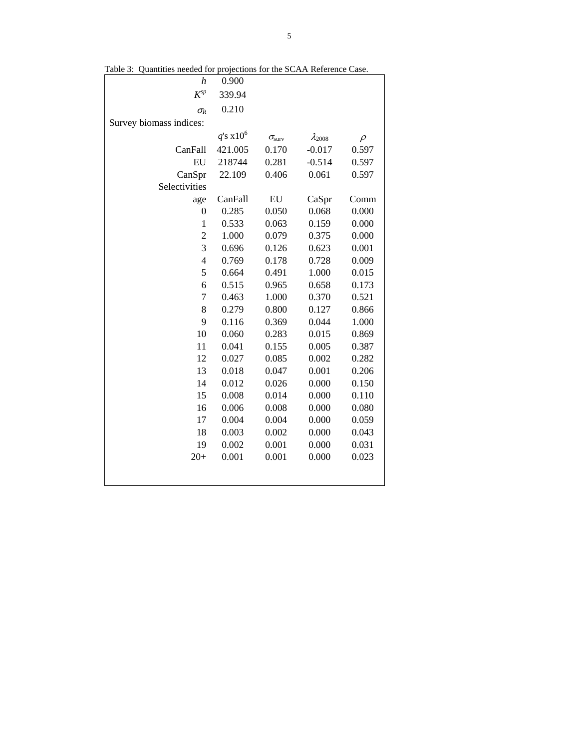Table 3: Quantities needed for projections for the SCAA Reference Case.

| | | | | |
|---|---|---|---|---|
| $h$ | 0.900 | | | |
| $K^{sp}$ | 339.94 | | | |
| $\sigma_R$ | 0.210 | | | |
| Survey biomass indices: | | | | |
| | $q$'s x$10^6$ | $\sigma_{surv}$ | $\lambda_{2008}$ | $\rho$ |
| CanFall | 421.005 | 0.170 | -0.017 | 0.597 |
| EU | 218744 | 0.281 | -0.514 | 0.597 |
| CanSpr | 22.109 | 0.406 | 0.061 | 0.597 |
| Selectivities | | | | |
| age | CanFall | EU | CaSpr | Comm |
| 0 | 0.285 | 0.050 | 0.068 | 0.000 |
| 1 | 0.533 | 0.063 | 0.159 | 0.000 |
| 2 | 1.000 | 0.079 | 0.375 | 0.000 |
| 3 | 0.696 | 0.126 | 0.623 | 0.001 |
| 4 | 0.769 | 0.178 | 0.728 | 0.009 |
| 5 | 0.664 | 0.491 | 1.000 | 0.015 |
| 6 | 0.515 | 0.965 | 0.658 | 0.173 |
| 7 | 0.463 | 1.000 | 0.370 | 0.521 |
| 8 | 0.279 | 0.800 | 0.127 | 0.866 |
| 9 | 0.116 | 0.369 | 0.044 | 1.000 |
| 10 | 0.060 | 0.283 | 0.015 | 0.869 |
| 11 | 0.041 | 0.155 | 0.005 | 0.387 |
| 12 | 0.027 | 0.085 | 0.002 | 0.282 |
| 13 | 0.018 | 0.047 | 0.001 | 0.206 |
| 14 | 0.012 | 0.026 | 0.000 | 0.150 |
| 15 | 0.008 | 0.014 | 0.000 | 0.110 |
| 16 | 0.006 | 0.008 | 0.000 | 0.080 |
| 17 | 0.004 | 0.004 | 0.000 | 0.059 |
| 18 | 0.003 | 0.002 | 0.000 | 0.043 |
| 19 | 0.002 | 0.001 | 0.000 | 0.031 |
| 20+ | 0.001 | 0.001 | 0.000 | 0.023 |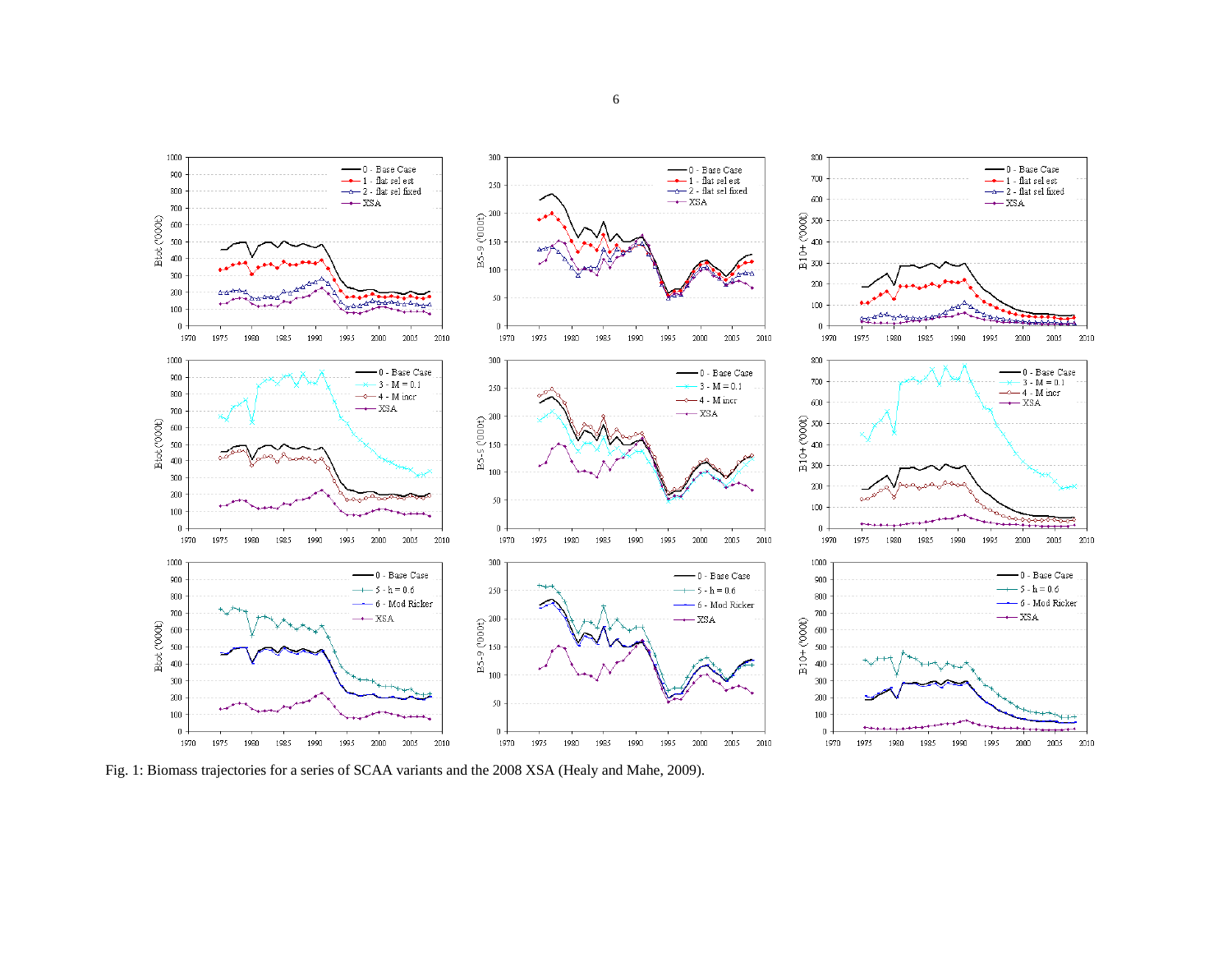Fig. 1: Biomass trajectories for a series of SCAA variants and the 2008 XSA (Healy and Mahe, 2009).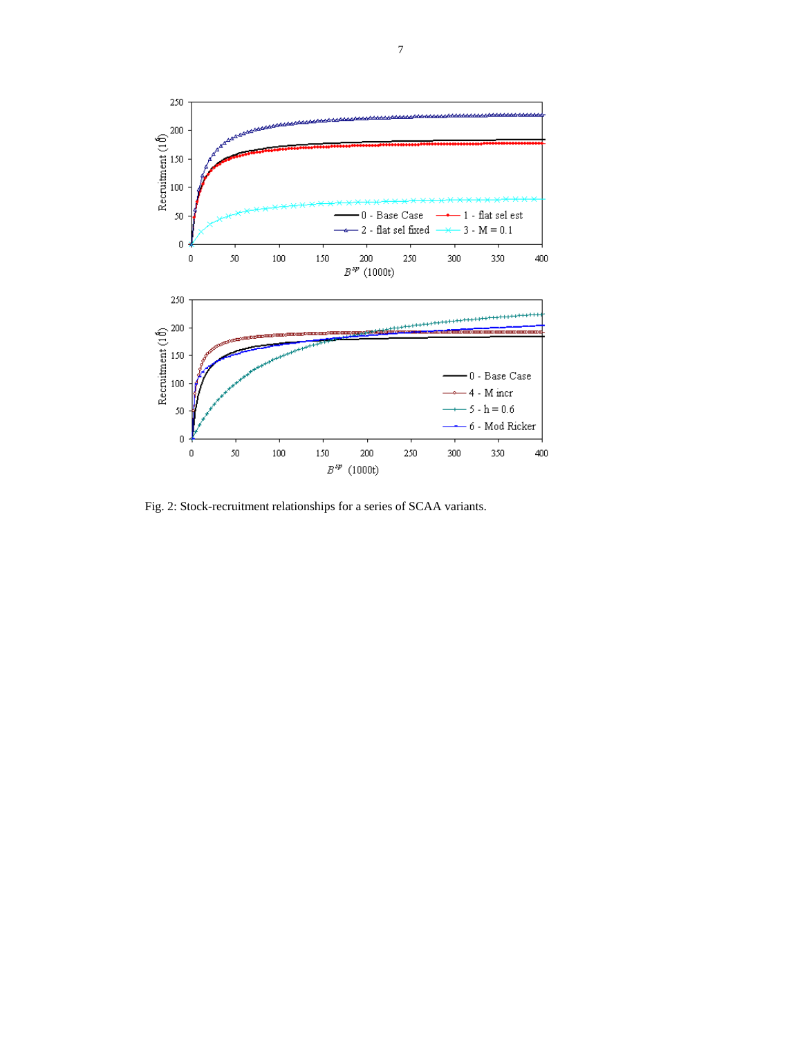Fig. 2: Stock-recruitment relationships for a series of SCAA variants.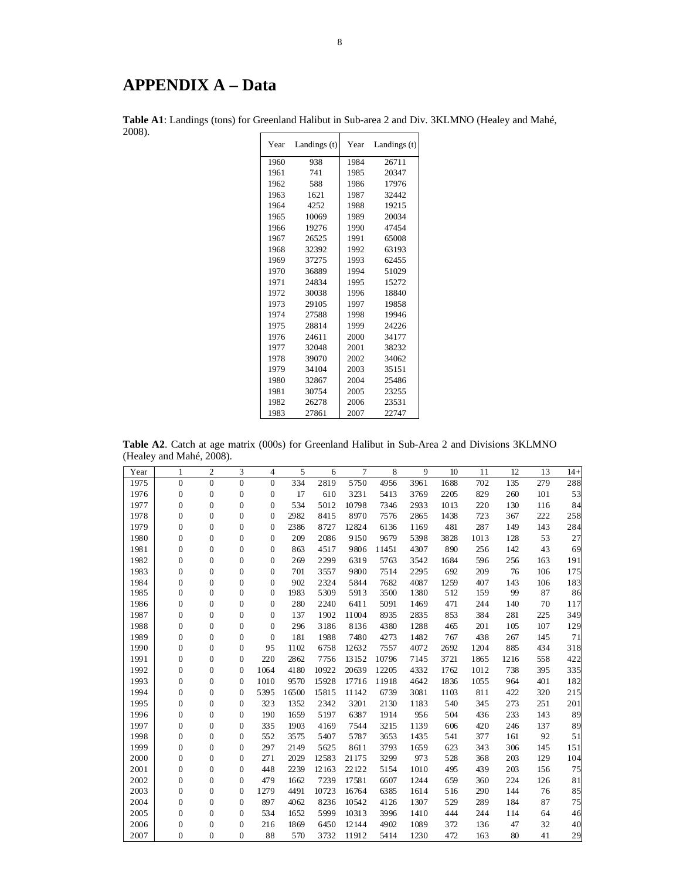# APPENDIX A – Data

**Table A1**: Landings (tons) for Greenland Halibut in Sub-area 2 and Div. 3KLMNO (Healey and Mahé, 2008).

| Year | Landings (t) | Year | Landings (t) |
|---|---|---|---|
| 1960 | 938 | 1984 | 26711 |
| 1961 | 741 | 1985 | 20347 |
| 1962 | 588 | 1986 | 17976 |
| 1963 | 1621 | 1987 | 32442 |
| 1964 | 4252 | 1988 | 19215 |
| 1965 | 10069 | 1989 | 20034 |
| 1966 | 19276 | 1990 | 47454 |
| 1967 | 26525 | 1991 | 65008 |
| 1968 | 32392 | 1992 | 63193 |
| 1969 | 37275 | 1993 | 62455 |
| 1970 | 36889 | 1994 | 51029 |
| 1971 | 24834 | 1995 | 15272 |
| 1972 | 30038 | 1996 | 18840 |
| 1973 | 29105 | 1997 | 19858 |
| 1974 | 27588 | 1998 | 19946 |
| 1975 | 28814 | 1999 | 24226 |
| 1976 | 24611 | 2000 | 34177 |
| 1977 | 32048 | 2001 | 38232 |
| 1978 | 39070 | 2002 | 34062 |
| 1979 | 34104 | 2003 | 35151 |
| 1980 | 32867 | 2004 | 25486 |
| 1981 | 30754 | 2005 | 23255 |
| 1982 | 26278 | 2006 | 23531 |
| 1983 | 27861 | 2007 | 22747 |

**Table A2**. Catch at age matrix (000s) for Greenland Halibut in Sub-Area 2 and Divisions 3KLMNO (Healey and Mahé, 2008).

| Year | 1 | 2 | 3 | 4 | 5 | 6 | 7 | 8 | 9 | 10 | 11 | 12 | 13 | 14+ |
|---|---|---|---|---|---|---|---|---|---|---|---|---|---|---|
| 1975 | 0 | 0 | 0 | 0 | 334 | 2819 | 5750 | 4956 | 3961 | 1688 | 702 | 135 | 279 | 288 |
| 1976 | 0 | 0 | 0 | 0 | 17 | 610 | 3231 | 5413 | 3769 | 2205 | 829 | 260 | 101 | 53 |
| 1977 | 0 | 0 | 0 | 0 | 534 | 5012 | 10798 | 7346 | 2933 | 1013 | 220 | 130 | 116 | 84 |
| 1978 | 0 | 0 | 0 | 0 | 2982 | 8415 | 8970 | 7576 | 2865 | 1438 | 723 | 367 | 222 | 258 |
| 1979 | 0 | 0 | 0 | 0 | 2386 | 8727 | 12824 | 6136 | 1169 | 481 | 287 | 149 | 143 | 284 |
| 1980 | 0 | 0 | 0 | 0 | 209 | 2086 | 9150 | 9679 | 5398 | 3828 | 1013 | 128 | 53 | 27 |
| 1981 | 0 | 0 | 0 | 0 | 863 | 4517 | 9806 | 11451 | 4307 | 890 | 256 | 142 | 43 | 69 |
| 1982 | 0 | 0 | 0 | 0 | 269 | 2299 | 6319 | 5763 | 3542 | 1684 | 596 | 256 | 163 | 191 |
| 1983 | 0 | 0 | 0 | 0 | 701 | 3557 | 9800 | 7514 | 2295 | 692 | 209 | 76 | 106 | 175 |
| 1984 | 0 | 0 | 0 | 0 | 902 | 2324 | 5844 | 7682 | 4087 | 1259 | 407 | 143 | 106 | 183 |
| 1985 | 0 | 0 | 0 | 0 | 1983 | 5309 | 5913 | 3500 | 1380 | 512 | 159 | 99 | 87 | 86 |
| 1986 | 0 | 0 | 0 | 0 | 280 | 2240 | 6411 | 5091 | 1469 | 471 | 244 | 140 | 70 | 117 |
| 1987 | 0 | 0 | 0 | 0 | 137 | 1902 | 11004 | 8935 | 2835 | 853 | 384 | 281 | 225 | 349 |
| 1988 | 0 | 0 | 0 | 0 | 296 | 3186 | 8136 | 4380 | 1288 | 465 | 201 | 105 | 107 | 129 |
| 1989 | 0 | 0 | 0 | 0 | 181 | 1988 | 7480 | 4273 | 1482 | 767 | 438 | 267 | 145 | 71 |
| 1990 | 0 | 0 | 0 | 95 | 1102 | 6758 | 12632 | 7557 | 4072 | 2692 | 1204 | 885 | 434 | 318 |
| 1991 | 0 | 0 | 0 | 220 | 2862 | 7756 | 13152 | 10796 | 7145 | 3721 | 1865 | 1216 | 558 | 422 |
| 1992 | 0 | 0 | 0 | 1064 | 4180 | 10922 | 20639 | 12205 | 4332 | 1762 | 1012 | 738 | 395 | 335 |
| 1993 | 0 | 0 | 0 | 1010 | 9570 | 15928 | 17716 | 11918 | 4642 | 1836 | 1055 | 964 | 401 | 182 |
| 1994 | 0 | 0 | 0 | 5395 | 16500 | 15815 | 11142 | 6739 | 3081 | 1103 | 811 | 422 | 320 | 215 |
| 1995 | 0 | 0 | 0 | 323 | 1352 | 2342 | 3201 | 2130 | 1183 | 540 | 345 | 273 | 251 | 201 |
| 1996 | 0 | 0 | 0 | 190 | 1659 | 5197 | 6387 | 1914 | 956 | 504 | 436 | 233 | 143 | 89 |
| 1997 | 0 | 0 | 0 | 335 | 1903 | 4169 | 7544 | 3215 | 1139 | 606 | 420 | 246 | 137 | 89 |
| 1998 | 0 | 0 | 0 | 552 | 3575 | 5407 | 5787 | 3653 | 1435 | 541 | 377 | 161 | 92 | 51 |
| 1999 | 0 | 0 | 0 | 297 | 2149 | 5625 | 8611 | 3793 | 1659 | 623 | 343 | 306 | 145 | 151 |
| 2000 | 0 | 0 | 0 | 271 | 2029 | 12583 | 21175 | 3299 | 973 | 528 | 368 | 203 | 129 | 104 |
| 2001 | 0 | 0 | 0 | 448 | 2239 | 12163 | 22122 | 5154 | 1010 | 495 | 439 | 203 | 156 | 75 |
| 2002 | 0 | 0 | 0 | 479 | 1662 | 7239 | 17581 | 6607 | 1244 | 659 | 360 | 224 | 126 | 81 |
| 2003 | 0 | 0 | 0 | 1279 | 4491 | 10723 | 16764 | 6385 | 1614 | 516 | 290 | 144 | 76 | 85 |
| 2004 | 0 | 0 | 0 | 897 | 4062 | 8236 | 10542 | 4126 | 1307 | 529 | 289 | 184 | 87 | 75 |
| 2005 | 0 | 0 | 0 | 534 | 1652 | 5999 | 10313 | 3996 | 1410 | 444 | 244 | 114 | 64 | 46 |
| 2006 | 0 | 0 | 0 | 216 | 1869 | 6450 | 12144 | 4902 | 1089 | 372 | 136 | 47 | 32 | 40 |
| 2007 | 0 | 0 | 0 | 88 | 570 | 3732 | 11912 | 5414 | 1230 | 472 | 163 | 80 | 41 | 29 |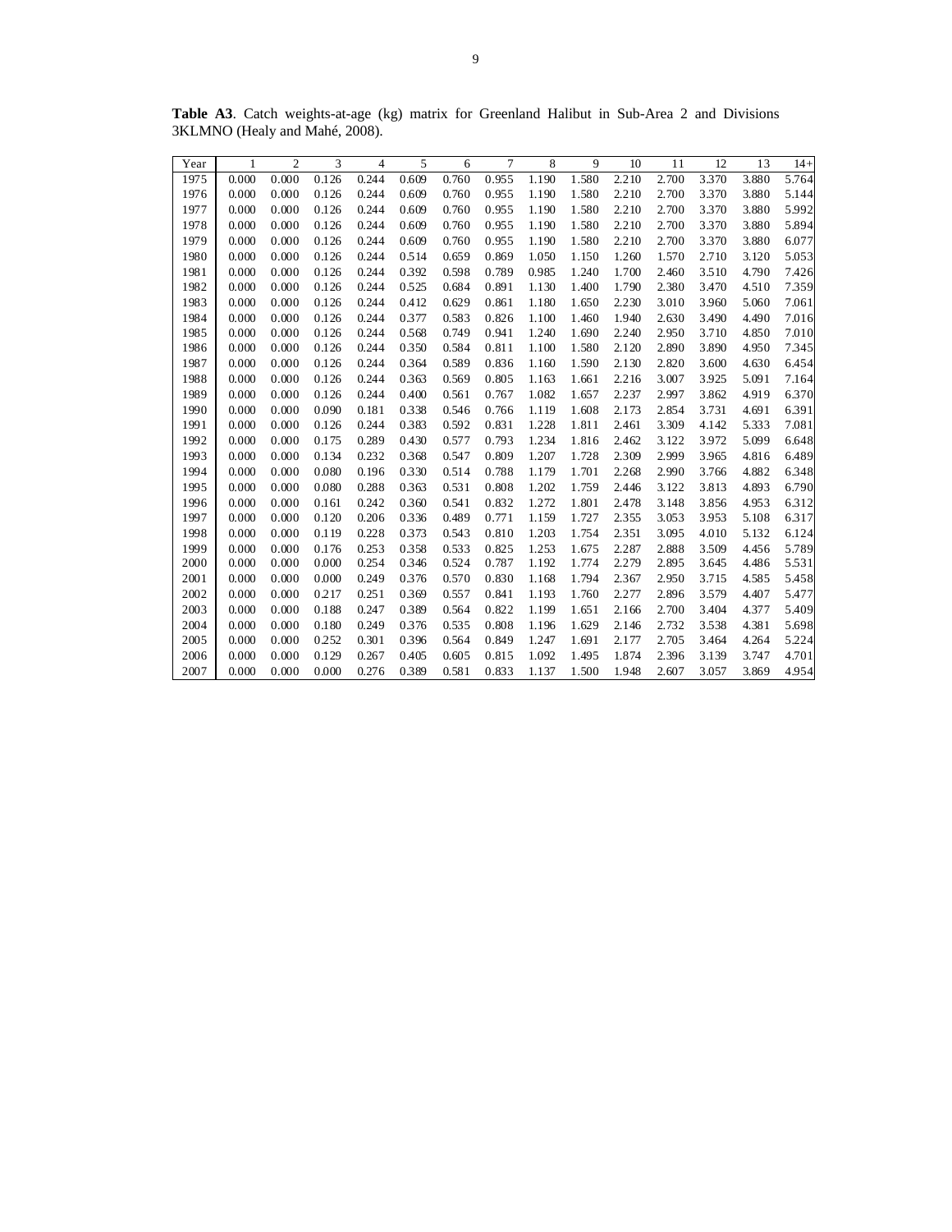**Table A3**. Catch weights-at-age (kg) matrix for Greenland Halibut in Sub-Area 2 and Divisions 3KLMNO (Healy and Mahé, 2008).

| Year | 1 | 2 | 3 | 4 | 5 | 6 | 7 | 8 | 9 | 10 | 11 | 12 | 13 | 14+ |
|---|---|---|---|---|---|---|---|---|---|---|---|---|---|---|
| 1975 | 0.000 | 0.000 | 0.126 | 0.244 | 0.609 | 0.760 | 0.955 | 1.190 | 1.580 | 2.210 | 2.700 | 3.370 | 3.880 | 5.764 |
| 1976 | 0.000 | 0.000 | 0.126 | 0.244 | 0.609 | 0.760 | 0.955 | 1.190 | 1.580 | 2.210 | 2.700 | 3.370 | 3.880 | 5.144 |
| 1977 | 0.000 | 0.000 | 0.126 | 0.244 | 0.609 | 0.760 | 0.955 | 1.190 | 1.580 | 2.210 | 2.700 | 3.370 | 3.880 | 5.992 |
| 1978 | 0.000 | 0.000 | 0.126 | 0.244 | 0.609 | 0.760 | 0.955 | 1.190 | 1.580 | 2.210 | 2.700 | 3.370 | 3.880 | 5.894 |
| 1979 | 0.000 | 0.000 | 0.126 | 0.244 | 0.609 | 0.760 | 0.955 | 1.190 | 1.580 | 2.210 | 2.700 | 3.370 | 3.880 | 6.077 |
| 1980 | 0.000 | 0.000 | 0.126 | 0.244 | 0.514 | 0.659 | 0.869 | 1.050 | 1.150 | 1.260 | 1.570 | 2.710 | 3.120 | 5.053 |
| 1981 | 0.000 | 0.000 | 0.126 | 0.244 | 0.392 | 0.598 | 0.789 | 0.985 | 1.240 | 1.700 | 2.460 | 3.510 | 4.790 | 7.426 |
| 1982 | 0.000 | 0.000 | 0.126 | 0.244 | 0.525 | 0.684 | 0.891 | 1.130 | 1.400 | 1.790 | 2.380 | 3.470 | 4.510 | 7.359 |
| 1983 | 0.000 | 0.000 | 0.126 | 0.244 | 0.412 | 0.629 | 0.861 | 1.180 | 1.650 | 2.230 | 3.010 | 3.960 | 5.060 | 7.061 |
| 1984 | 0.000 | 0.000 | 0.126 | 0.244 | 0.377 | 0.583 | 0.826 | 1.100 | 1.460 | 1.940 | 2.630 | 3.490 | 4.490 | 7.016 |
| 1985 | 0.000 | 0.000 | 0.126 | 0.244 | 0.568 | 0.749 | 0.941 | 1.240 | 1.690 | 2.240 | 2.950 | 3.710 | 4.850 | 7.010 |
| 1986 | 0.000 | 0.000 | 0.126 | 0.244 | 0.350 | 0.584 | 0.811 | 1.100 | 1.580 | 2.120 | 2.890 | 3.890 | 4.950 | 7.345 |
| 1987 | 0.000 | 0.000 | 0.126 | 0.244 | 0.364 | 0.589 | 0.836 | 1.160 | 1.590 | 2.130 | 2.820 | 3.600 | 4.630 | 6.454 |
| 1988 | 0.000 | 0.000 | 0.126 | 0.244 | 0.363 | 0.569 | 0.805 | 1.163 | 1.661 | 2.216 | 3.007 | 3.925 | 5.091 | 7.164 |
| 1989 | 0.000 | 0.000 | 0.126 | 0.244 | 0.400 | 0.561 | 0.767 | 1.082 | 1.657 | 2.237 | 2.997 | 3.862 | 4.919 | 6.370 |
| 1990 | 0.000 | 0.000 | 0.090 | 0.181 | 0.338 | 0.546 | 0.766 | 1.119 | 1.608 | 2.173 | 2.854 | 3.731 | 4.691 | 6.391 |
| 1991 | 0.000 | 0.000 | 0.126 | 0.244 | 0.383 | 0.592 | 0.831 | 1.228 | 1.811 | 2.461 | 3.309 | 4.142 | 5.333 | 7.081 |
| 1992 | 0.000 | 0.000 | 0.175 | 0.289 | 0.430 | 0.577 | 0.793 | 1.234 | 1.816 | 2.462 | 3.122 | 3.972 | 5.099 | 6.648 |
| 1993 | 0.000 | 0.000 | 0.134 | 0.232 | 0.368 | 0.547 | 0.809 | 1.207 | 1.728 | 2.309 | 2.999 | 3.965 | 4.816 | 6.489 |
| 1994 | 0.000 | 0.000 | 0.080 | 0.196 | 0.330 | 0.514 | 0.788 | 1.179 | 1.701 | 2.268 | 2.990 | 3.766 | 4.882 | 6.348 |
| 1995 | 0.000 | 0.000 | 0.080 | 0.288 | 0.363 | 0.531 | 0.808 | 1.202 | 1.759 | 2.446 | 3.122 | 3.813 | 4.893 | 6.790 |
| 1996 | 0.000 | 0.000 | 0.161 | 0.242 | 0.360 | 0.541 | 0.832 | 1.272 | 1.801 | 2.478 | 3.148 | 3.856 | 4.953 | 6.312 |
| 1997 | 0.000 | 0.000 | 0.120 | 0.206 | 0.336 | 0.489 | 0.771 | 1.159 | 1.727 | 2.355 | 3.053 | 3.953 | 5.108 | 6.317 |
| 1998 | 0.000 | 0.000 | 0.119 | 0.228 | 0.373 | 0.543 | 0.810 | 1.203 | 1.754 | 2.351 | 3.095 | 4.010 | 5.132 | 6.124 |
| 1999 | 0.000 | 0.000 | 0.176 | 0.253 | 0.358 | 0.533 | 0.825 | 1.253 | 1.675 | 2.287 | 2.888 | 3.509 | 4.456 | 5.789 |
| 2000 | 0.000 | 0.000 | 0.000 | 0.254 | 0.346 | 0.524 | 0.787 | 1.192 | 1.774 | 2.279 | 2.895 | 3.645 | 4.486 | 5.531 |
| 2001 | 0.000 | 0.000 | 0.000 | 0.249 | 0.376 | 0.570 | 0.830 | 1.168 | 1.794 | 2.367 | 2.950 | 3.715 | 4.585 | 5.458 |
| 2002 | 0.000 | 0.000 | 0.217 | 0.251 | 0.369 | 0.557 | 0.841 | 1.193 | 1.760 | 2.277 | 2.896 | 3.579 | 4.407 | 5.477 |
| 2003 | 0.000 | 0.000 | 0.188 | 0.247 | 0.389 | 0.564 | 0.822 | 1.199 | 1.651 | 2.166 | 2.700 | 3.404 | 4.377 | 5.409 |
| 2004 | 0.000 | 0.000 | 0.180 | 0.249 | 0.376 | 0.535 | 0.808 | 1.196 | 1.629 | 2.146 | 2.732 | 3.538 | 4.381 | 5.698 |
| 2005 | 0.000 | 0.000 | 0.252 | 0.301 | 0.396 | 0.564 | 0.849 | 1.247 | 1.691 | 2.177 | 2.705 | 3.464 | 4.264 | 5.224 |
| 2006 | 0.000 | 0.000 | 0.129 | 0.267 | 0.405 | 0.605 | 0.815 | 1.092 | 1.495 | 1.874 | 2.396 | 3.139 | 3.747 | 4.701 |
| 2007 | 0.000 | 0.000 | 0.000 | 0.276 | 0.389 | 0.581 | 0.833 | 1.137 | 1.500 | 1.948 | 2.607 | 3.057 | 3.869 | 4.954 |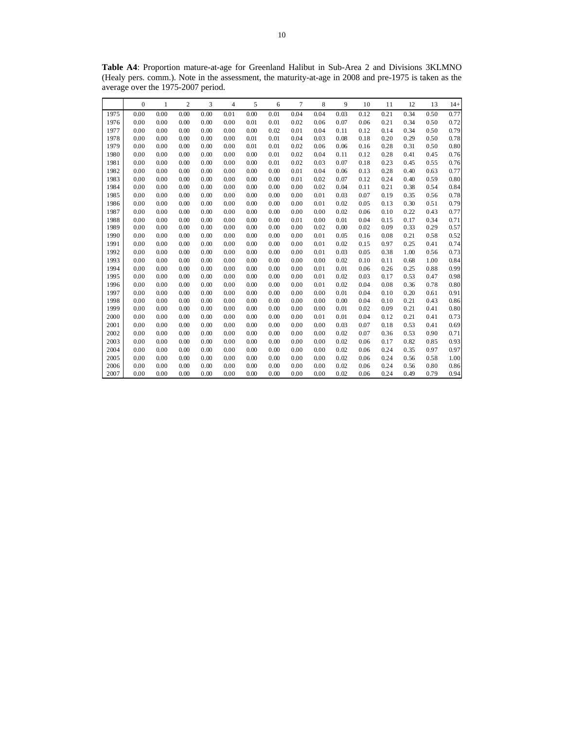**Table A4**: Proportion mature-at-age for Greenland Halibut in Sub-Area 2 and Divisions 3KLMNO (Healy pers. comm.). Note in the assessment, the maturity-at-age in 2008 and pre-1975 is taken as the average over the 1975-2007 period.

| | 0 | 1 | 2 | 3 | 4 | 5 | 6 | 7 | 8 | 9 | 10 | 11 | 12 | 13 | 14+ |
|---|---|---|---|---|---|---|---|---|---|---|---|---|---|---|---|
| 1975 | 0.00 | 0.00 | 0.00 | 0.00 | 0.01 | 0.00 | 0.01 | 0.04 | 0.04 | 0.03 | 0.12 | 0.21 | 0.34 | 0.50 | 0.77 |
| 1976 | 0.00 | 0.00 | 0.00 | 0.00 | 0.00 | 0.01 | 0.01 | 0.02 | 0.06 | 0.07 | 0.06 | 0.21 | 0.34 | 0.50 | 0.72 |
| 1977 | 0.00 | 0.00 | 0.00 | 0.00 | 0.00 | 0.00 | 0.02 | 0.01 | 0.04 | 0.11 | 0.12 | 0.14 | 0.34 | 0.50 | 0.79 |
| 1978 | 0.00 | 0.00 | 0.00 | 0.00 | 0.00 | 0.01 | 0.01 | 0.04 | 0.03 | 0.08 | 0.18 | 0.20 | 0.29 | 0.50 | 0.78 |
| 1979 | 0.00 | 0.00 | 0.00 | 0.00 | 0.00 | 0.01 | 0.01 | 0.02 | 0.06 | 0.06 | 0.16 | 0.28 | 0.31 | 0.50 | 0.80 |
| 1980 | 0.00 | 0.00 | 0.00 | 0.00 | 0.00 | 0.00 | 0.01 | 0.02 | 0.04 | 0.11 | 0.12 | 0.28 | 0.41 | 0.45 | 0.76 |
| 1981 | 0.00 | 0.00 | 0.00 | 0.00 | 0.00 | 0.00 | 0.01 | 0.02 | 0.03 | 0.07 | 0.18 | 0.23 | 0.45 | 0.55 | 0.76 |
| 1982 | 0.00 | 0.00 | 0.00 | 0.00 | 0.00 | 0.00 | 0.00 | 0.01 | 0.04 | 0.06 | 0.13 | 0.28 | 0.40 | 0.63 | 0.77 |
| 1983 | 0.00 | 0.00 | 0.00 | 0.00 | 0.00 | 0.00 | 0.00 | 0.01 | 0.02 | 0.07 | 0.12 | 0.24 | 0.40 | 0.59 | 0.80 |
| 1984 | 0.00 | 0.00 | 0.00 | 0.00 | 0.00 | 0.00 | 0.00 | 0.00 | 0.02 | 0.04 | 0.11 | 0.21 | 0.38 | 0.54 | 0.84 |
| 1985 | 0.00 | 0.00 | 0.00 | 0.00 | 0.00 | 0.00 | 0.00 | 0.00 | 0.01 | 0.03 | 0.07 | 0.19 | 0.35 | 0.56 | 0.78 |
| 1986 | 0.00 | 0.00 | 0.00 | 0.00 | 0.00 | 0.00 | 0.00 | 0.00 | 0.01 | 0.02 | 0.05 | 0.13 | 0.30 | 0.51 | 0.79 |
| 1987 | 0.00 | 0.00 | 0.00 | 0.00 | 0.00 | 0.00 | 0.00 | 0.00 | 0.00 | 0.02 | 0.06 | 0.10 | 0.22 | 0.43 | 0.77 |
| 1988 | 0.00 | 0.00 | 0.00 | 0.00 | 0.00 | 0.00 | 0.00 | 0.01 | 0.00 | 0.01 | 0.04 | 0.15 | 0.17 | 0.34 | 0.71 |
| 1989 | 0.00 | 0.00 | 0.00 | 0.00 | 0.00 | 0.00 | 0.00 | 0.00 | 0.02 | 0.00 | 0.02 | 0.09 | 0.33 | 0.29 | 0.57 |
| 1990 | 0.00 | 0.00 | 0.00 | 0.00 | 0.00 | 0.00 | 0.00 | 0.00 | 0.01 | 0.05 | 0.16 | 0.08 | 0.21 | 0.58 | 0.52 |
| 1991 | 0.00 | 0.00 | 0.00 | 0.00 | 0.00 | 0.00 | 0.00 | 0.00 | 0.01 | 0.02 | 0.15 | 0.97 | 0.25 | 0.41 | 0.74 |
| 1992 | 0.00 | 0.00 | 0.00 | 0.00 | 0.00 | 0.00 | 0.00 | 0.00 | 0.01 | 0.03 | 0.05 | 0.38 | 1.00 | 0.56 | 0.73 |
| 1993 | 0.00 | 0.00 | 0.00 | 0.00 | 0.00 | 0.00 | 0.00 | 0.00 | 0.00 | 0.02 | 0.10 | 0.11 | 0.68 | 1.00 | 0.84 |
| 1994 | 0.00 | 0.00 | 0.00 | 0.00 | 0.00 | 0.00 | 0.00 | 0.00 | 0.01 | 0.01 | 0.06 | 0.26 | 0.25 | 0.88 | 0.99 |
| 1995 | 0.00 | 0.00 | 0.00 | 0.00 | 0.00 | 0.00 | 0.00 | 0.00 | 0.01 | 0.02 | 0.03 | 0.17 | 0.53 | 0.47 | 0.98 |
| 1996 | 0.00 | 0.00 | 0.00 | 0.00 | 0.00 | 0.00 | 0.00 | 0.00 | 0.01 | 0.02 | 0.04 | 0.08 | 0.36 | 0.78 | 0.80 |
| 1997 | 0.00 | 0.00 | 0.00 | 0.00 | 0.00 | 0.00 | 0.00 | 0.00 | 0.00 | 0.01 | 0.04 | 0.10 | 0.20 | 0.61 | 0.91 |
| 1998 | 0.00 | 0.00 | 0.00 | 0.00 | 0.00 | 0.00 | 0.00 | 0.00 | 0.00 | 0.00 | 0.04 | 0.10 | 0.21 | 0.43 | 0.86 |
| 1999 | 0.00 | 0.00 | 0.00 | 0.00 | 0.00 | 0.00 | 0.00 | 0.00 | 0.00 | 0.01 | 0.02 | 0.09 | 0.21 | 0.41 | 0.80 |
| 2000 | 0.00 | 0.00 | 0.00 | 0.00 | 0.00 | 0.00 | 0.00 | 0.00 | 0.01 | 0.01 | 0.04 | 0.12 | 0.21 | 0.41 | 0.73 |
| 2001 | 0.00 | 0.00 | 0.00 | 0.00 | 0.00 | 0.00 | 0.00 | 0.00 | 0.00 | 0.03 | 0.07 | 0.18 | 0.53 | 0.41 | 0.69 |
| 2002 | 0.00 | 0.00 | 0.00 | 0.00 | 0.00 | 0.00 | 0.00 | 0.00 | 0.00 | 0.02 | 0.07 | 0.36 | 0.53 | 0.90 | 0.71 |
| 2003 | 0.00 | 0.00 | 0.00 | 0.00 | 0.00 | 0.00 | 0.00 | 0.00 | 0.00 | 0.02 | 0.06 | 0.17 | 0.82 | 0.85 | 0.93 |
| 2004 | 0.00 | 0.00 | 0.00 | 0.00 | 0.00 | 0.00 | 0.00 | 0.00 | 0.00 | 0.02 | 0.06 | 0.24 | 0.35 | 0.97 | 0.97 |
| 2005 | 0.00 | 0.00 | 0.00 | 0.00 | 0.00 | 0.00 | 0.00 | 0.00 | 0.00 | 0.02 | 0.06 | 0.24 | 0.56 | 0.58 | 1.00 |
| 2006 | 0.00 | 0.00 | 0.00 | 0.00 | 0.00 | 0.00 | 0.00 | 0.00 | 0.00 | 0.02 | 0.06 | 0.24 | 0.56 | 0.80 | 0.86 |
| 2007 | 0.00 | 0.00 | 0.00 | 0.00 | 0.00 | 0.00 | 0.00 | 0.00 | 0.00 | 0.02 | 0.06 | 0.24 | 0.49 | 0.79 | 0.94 |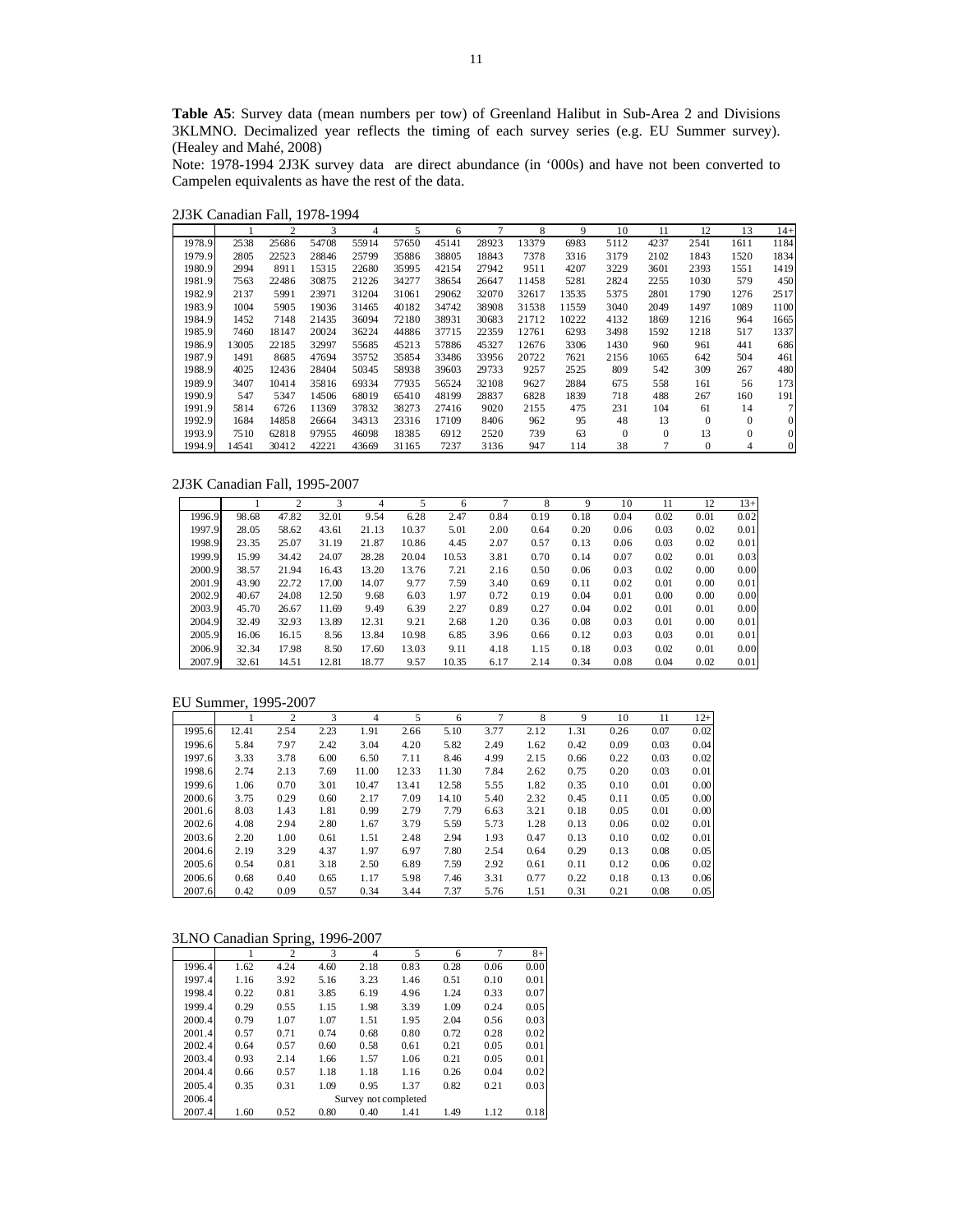**Table A5**: Survey data (mean numbers per tow) of Greenland Halibut in Sub-Area 2 and Divisions 3KLMNO. Decimalized year reflects the timing of each survey series (e.g. EU Summer survey). (Healey and Mahé, 2008)

Note: 1978-1994 2J3K survey data are direct abundance (in '000s) and have not been converted to Campelen equivalents as have the rest of the data.

2J3K Canadian Fall, 1978-1994

| | 1 | 2 | 3 | 4 | 5 | 6 | 7 | 8 | 9 | 10 | 11 | 12 | 13 | 14+ |
|---|---|---|---|---|---|---|---|---|---|---|---|---|---|---|
| 1978.9 | 2538 | 25686 | 54708 | 55914 | 57650 | 45141 | 28923 | 13379 | 6983 | 5112 | 4237 | 2541 | 1611 | 1184 |
| 1979.9 | 2805 | 22523 | 28846 | 25799 | 35886 | 38805 | 18843 | 7378 | 3316 | 3179 | 2102 | 1843 | 1520 | 1834 |
| 1980.9 | 2994 | 8911 | 15315 | 22680 | 35995 | 42154 | 27942 | 9511 | 4207 | 3229 | 3601 | 2393 | 1551 | 1419 |
| 1981.9 | 7563 | 22486 | 30875 | 21226 | 34277 | 38654 | 26647 | 11458 | 5281 | 2824 | 2255 | 1030 | 579 | 450 |
| 1982.9 | 2137 | 5991 | 23971 | 31204 | 31061 | 29062 | 32070 | 32617 | 13535 | 5375 | 2801 | 1790 | 1276 | 2517 |
| 1983.9 | 1004 | 5905 | 19036 | 31465 | 40182 | 34742 | 38908 | 31538 | 11559 | 3040 | 2049 | 1497 | 1089 | 1100 |
| 1984.9 | 1452 | 7148 | 21435 | 36094 | 72180 | 38931 | 30683 | 21712 | 10222 | 4132 | 1869 | 1216 | 964 | 1665 |
| 1985.9 | 7460 | 18147 | 20024 | 36224 | 44886 | 37715 | 22359 | 12761 | 6293 | 3498 | 1592 | 1218 | 517 | 1337 |
| 1986.9 | 13005 | 22185 | 32997 | 55685 | 45213 | 57886 | 45327 | 12676 | 3306 | 1430 | 960 | 961 | 441 | 686 |
| 1987.9 | 1491 | 8685 | 47694 | 35752 | 35854 | 33486 | 33956 | 20722 | 7621 | 2156 | 1065 | 642 | 504 | 461 |
| 1988.9 | 4025 | 12436 | 28404 | 50345 | 58938 | 39603 | 29733 | 9257 | 2525 | 809 | 542 | 309 | 267 | 480 |
| 1989.9 | 3407 | 10414 | 35816 | 69334 | 77935 | 56524 | 32108 | 9627 | 2884 | 675 | 558 | 161 | 56 | 173 |
| 1990.9 | 547 | 5347 | 14506 | 68019 | 65410 | 48199 | 28837 | 6828 | 1839 | 718 | 488 | 267 | 160 | 191 |
| 1991.9 | 5814 | 6726 | 11369 | 37832 | 38273 | 27416 | 9020 | 2155 | 475 | 231 | 104 | 61 | 14 | 7 |
| 1992.9 | 1684 | 14858 | 26664 | 34313 | 23316 | 17109 | 8406 | 962 | 95 | 48 | 13 | 0 | 0 | 0 |
| 1993.9 | 7510 | 62818 | 97955 | 46098 | 18385 | 6912 | 2520 | 739 | 63 | 0 | 0 | 13 | 0 | 0 |
| 1994.9 | 14541 | 30412 | 42221 | 43669 | 31165 | 7237 | 3136 | 947 | 114 | 38 | 7 | 0 | 4 | 0 |

2J3K Canadian Fall, 1995-2007

| | 1 | 2 | 3 | 4 | 5 | 6 | 7 | 8 | 9 | 10 | 11 | 12 | 13+ |
|---|---|---|---|---|---|---|---|---|---|---|---|---|---|
| 1996.9 | 98.68 | 47.82 | 32.01 | 9.54 | 6.28 | 2.47 | 0.84 | 0.19 | 0.18 | 0.04 | 0.02 | 0.01 | 0.02 |
| 1997.9 | 28.05 | 58.62 | 43.61 | 21.13 | 10.37 | 5.01 | 2.00 | 0.64 | 0.20 | 0.06 | 0.03 | 0.02 | 0.01 |
| 1998.9 | 23.35 | 25.07 | 31.19 | 21.87 | 10.86 | 4.45 | 2.07 | 0.57 | 0.13 | 0.06 | 0.03 | 0.02 | 0.01 |
| 1999.9 | 15.99 | 34.42 | 24.07 | 28.28 | 20.04 | 10.53 | 3.81 | 0.70 | 0.14 | 0.07 | 0.02 | 0.01 | 0.03 |
| 2000.9 | 38.57 | 21.94 | 16.43 | 13.20 | 13.76 | 7.21 | 2.16 | 0.50 | 0.06 | 0.03 | 0.02 | 0.00 | 0.00 |
| 2001.9 | 43.90 | 22.72 | 17.00 | 14.07 | 9.77 | 7.59 | 3.40 | 0.69 | 0.11 | 0.02 | 0.01 | 0.00 | 0.01 |
| 2002.9 | 40.67 | 24.08 | 12.50 | 9.68 | 6.03 | 1.97 | 0.72 | 0.19 | 0.04 | 0.01 | 0.00 | 0.00 | 0.00 |
| 2003.9 | 45.70 | 26.67 | 11.69 | 9.49 | 6.39 | 2.27 | 0.89 | 0.27 | 0.04 | 0.02 | 0.01 | 0.01 | 0.00 |
| 2004.9 | 32.49 | 32.93 | 13.89 | 12.31 | 9.21 | 2.68 | 1.20 | 0.36 | 0.08 | 0.03 | 0.01 | 0.00 | 0.01 |
| 2005.9 | 16.06 | 16.15 | 8.56 | 13.84 | 10.98 | 6.85 | 3.96 | 0.66 | 0.12 | 0.03 | 0.03 | 0.01 | 0.01 |
| 2006.9 | 32.34 | 17.98 | 8.50 | 17.60 | 13.03 | 9.11 | 4.18 | 1.15 | 0.18 | 0.03 | 0.02 | 0.01 | 0.00 |
| 2007.9 | 32.61 | 14.51 | 12.81 | 18.77 | 9.57 | 10.35 | 6.17 | 2.14 | 0.34 | 0.08 | 0.04 | 0.02 | 0.01 |

EU Summer, 1995-2007

| | 1 | 2 | 3 | 4 | 5 | 6 | 7 | 8 | 9 | 10 | 11 | 12+ |
|---|---|---|---|---|---|---|---|---|---|---|---|---|
| 1995.6 | 12.41 | 2.54 | 2.23 | 1.91 | 2.66 | 5.10 | 3.77 | 2.12 | 1.31 | 0.26 | 0.07 | 0.02 |
| 1996.6 | 5.84 | 7.97 | 2.42 | 3.04 | 4.20 | 5.82 | 2.49 | 1.62 | 0.42 | 0.09 | 0.03 | 0.04 |
| 1997.6 | 3.33 | 3.78 | 6.00 | 6.50 | 7.11 | 8.46 | 4.99 | 2.15 | 0.66 | 0.22 | 0.03 | 0.02 |
| 1998.6 | 2.74 | 2.13 | 7.69 | 11.00 | 12.33 | 11.30 | 7.84 | 2.62 | 0.75 | 0.20 | 0.03 | 0.01 |
| 1999.6 | 1.06 | 0.70 | 3.01 | 10.47 | 13.41 | 12.58 | 5.55 | 1.82 | 0.35 | 0.10 | 0.01 | 0.00 |
| 2000.6 | 3.75 | 0.29 | 0.60 | 2.17 | 7.09 | 14.10 | 5.40 | 2.32 | 0.45 | 0.11 | 0.05 | 0.00 |
| 2001.6 | 8.03 | 1.43 | 1.81 | 0.99 | 2.79 | 7.79 | 6.63 | 3.21 | 0.18 | 0.05 | 0.01 | 0.00 |
| 2002.6 | 4.08 | 2.94 | 2.80 | 1.67 | 3.79 | 5.59 | 5.73 | 1.28 | 0.13 | 0.06 | 0.02 | 0.01 |
| 2003.6 | 2.20 | 1.00 | 0.61 | 1.51 | 2.48 | 2.94 | 1.93 | 0.47 | 0.13 | 0.10 | 0.02 | 0.01 |
| 2004.6 | 2.19 | 3.29 | 4.37 | 1.97 | 6.97 | 7.80 | 2.54 | 0.64 | 0.29 | 0.13 | 0.08 | 0.05 |
| 2005.6 | 0.54 | 0.81 | 3.18 | 2.50 | 6.89 | 7.59 | 2.92 | 0.61 | 0.11 | 0.12 | 0.06 | 0.02 |
| 2006.6 | 0.68 | 0.40 | 0.65 | 1.17 | 5.98 | 7.46 | 3.31 | 0.77 | 0.22 | 0.18 | 0.13 | 0.06 |
| 2007.6 | 0.42 | 0.09 | 0.57 | 0.34 | 3.44 | 7.37 | 5.76 | 1.51 | 0.31 | 0.21 | 0.08 | 0.05 |

3LNO Canadian Spring, 1996-2007

| | 1 | 2 | 3 | 4 | 5 | 6 | 7 | 8+ |
|---|---|---|---|---|---|---|---|---|
| 1996.4 | 1.62 | 4.24 | 4.60 | 2.18 | 0.83 | 0.28 | 0.06 | 0.00 |
| 1997.4 | 1.16 | 3.92 | 5.16 | 3.23 | 1.46 | 0.51 | 0.10 | 0.01 |
| 1998.4 | 0.22 | 0.81 | 3.85 | 6.19 | 4.96 | 1.24 | 0.33 | 0.07 |
| 1999.4 | 0.29 | 0.55 | 1.15 | 1.98 | 3.39 | 1.09 | 0.24 | 0.05 |
| 2000.4 | 0.79 | 1.07 | 1.07 | 1.51 | 1.95 | 2.04 | 0.56 | 0.03 |
| 2001.4 | 0.57 | 0.71 | 0.74 | 0.68 | 0.80 | 0.72 | 0.28 | 0.02 |
| 2002.4 | 0.64 | 0.57 | 0.60 | 0.58 | 0.61 | 0.21 | 0.05 | 0.01 |
| 2003.4 | 0.93 | 2.14 | 1.66 | 1.57 | 1.06 | 0.21 | 0.05 | 0.01 |
| 2004.4 | 0.66 | 0.57 | 1.18 | 1.18 | 1.16 | 0.26 | 0.04 | 0.02 |
| 2005.4 | 0.35 | 0.31 | 1.09 | 0.95 | 1.37 | 0.82 | 0.21 | 0.03 |
| 2006.4 | Survey not completed | | | | | | | |
| 2007.4 | 1.60 | 0.52 | 0.80 | 0.40 | 1.41 | 1.49 | 1.12 | 0.18 |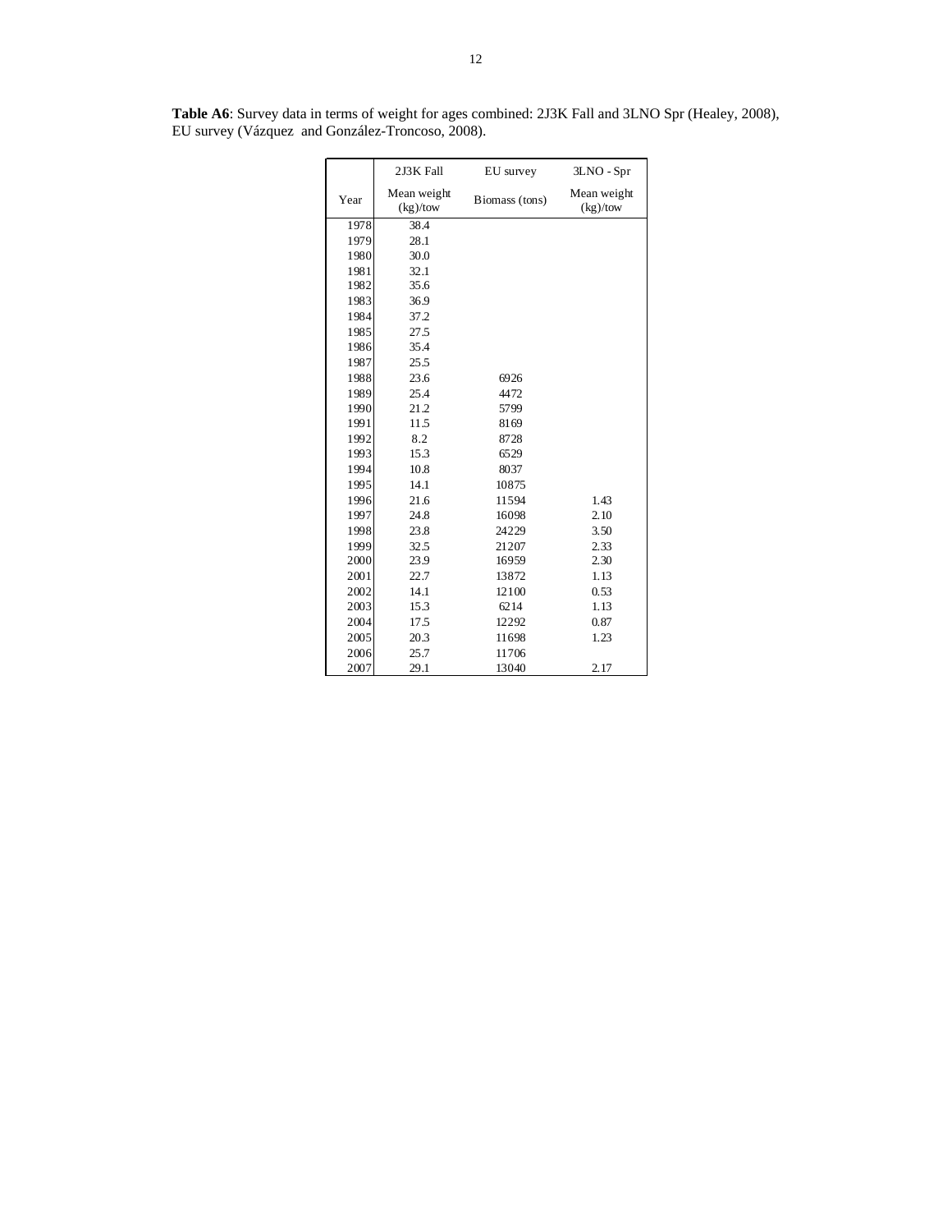**Table A6**: Survey data in terms of weight for ages combined: 2J3K Fall and 3LNO Spr (Healey, 2008), EU survey (Vázquez and González-Troncoso, 2008).

| | 2J3K Fall | EU survey | 3LNO - Spr |
|---|---|---|---|
| Year | Mean weight (kg)/tow | Biomass (tons) | Mean weight (kg)/tow |
| 1978 | 38.4 | | |
| 1979 | 28.1 | | |
| 1980 | 30.0 | | |
| 1981 | 32.1 | | |
| 1982 | 35.6 | | |
| 1983 | 36.9 | | |
| 1984 | 37.2 | | |
| 1985 | 27.5 | | |
| 1986 | 35.4 | | |
| 1987 | 25.5 | | |
| 1988 | 23.6 | 6926 | |
| 1989 | 25.4 | 4472 | |
| 1990 | 21.2 | 5799 | |
| 1991 | 11.5 | 8169 | |
| 1992 | 8.2 | 8728 | |
| 1993 | 15.3 | 6529 | |
| 1994 | 10.8 | 8037 | |
| 1995 | 14.1 | 10875 | |
| 1996 | 21.6 | 11594 | 1.43 |
| 1997 | 24.8 | 16098 | 2.10 |
| 1998 | 23.8 | 24229 | 3.50 |
| 1999 | 32.5 | 21207 | 2.33 |
| 2000 | 23.9 | 16959 | 2.30 |
| 2001 | 22.7 | 13872 | 1.13 |
| 2002 | 14.1 | 12100 | 0.53 |
| 2003 | 15.3 | 6214 | 1.13 |
| 2004 | 17.5 | 12292 | 0.87 |
| 2005 | 20.3 | 11698 | 1.23 |
| 2006 | 25.7 | 11706 | |
| 2007 | 29.1 | 13040 | 2.17 |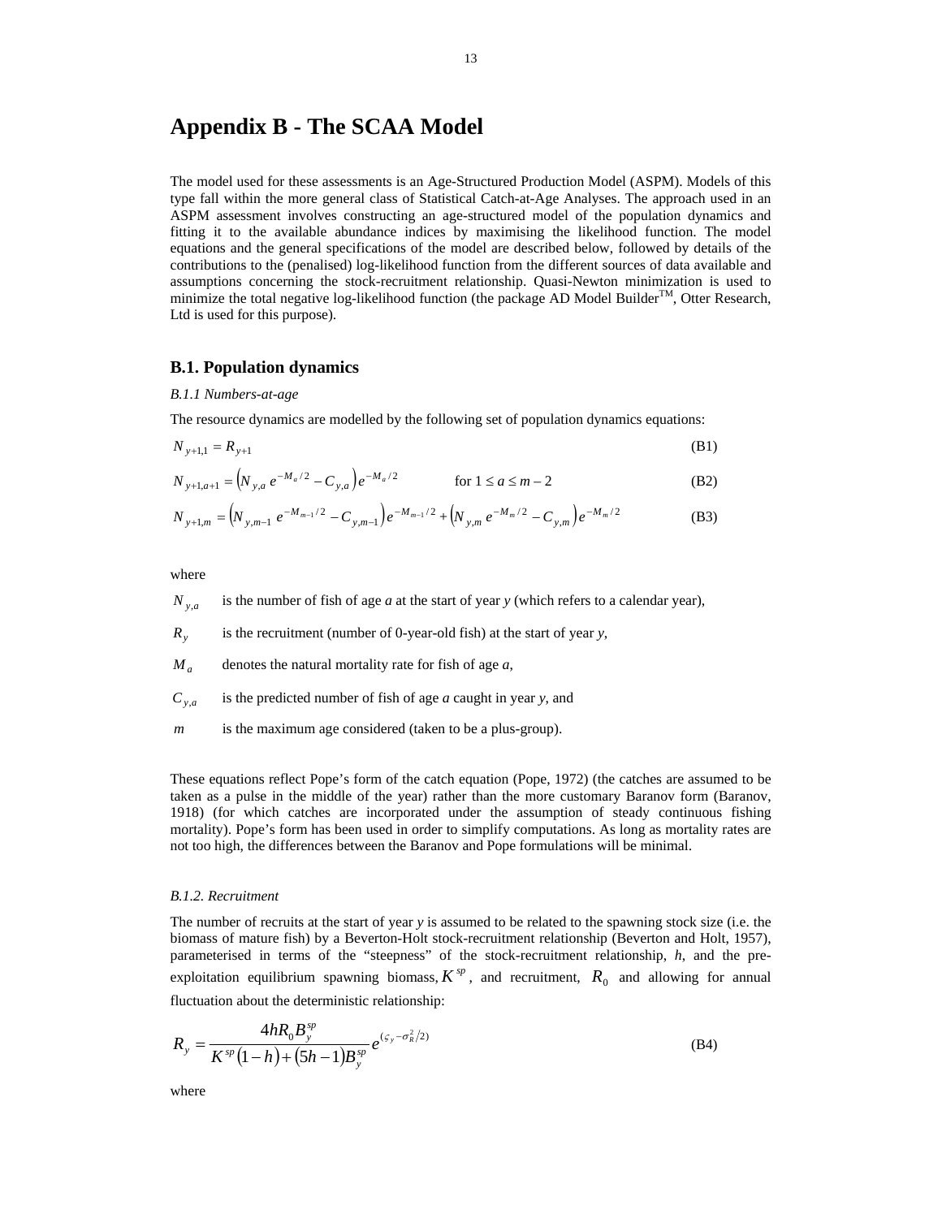# Appendix B - The SCAA Model

The model used for these assessments is an Age-Structured Production Model (ASPM). Models of this type fall within the more general class of Statistical Catch-at-Age Analyses. The approach used in an ASPM assessment involves constructing an age-structured model of the population dynamics and fitting it to the available abundance indices by maximising the likelihood function. The model equations and the general specifications of the model are described below, followed by details of the contributions to the (penalised) log-likelihood function from the different sources of data available and assumptions concerning the stock-recruitment relationship. Quasi-Newton minimization is used to minimize the total negative log-likelihood function (the package AD Model Builder[TM], Otter Research, Ltd is used for this purpose).

## B.1. Population dynamics

*B.1.1 Numbers-at-age*

The resource dynamics are modelled by the following set of population dynamics equations:

$$N_{y+1,1} = R_{y+1} \tag{B1}$$

$$N_{y+1,a+1} = \left(N_{y,a}\, e^{-M_a/2} - C_{y,a}\right) e^{-M_a/2} \qquad \text{for } 1 \le a \le m-2 \tag{B2}$$

$$N_{y+1,m} = \left(N_{y,m-1}\, e^{-M_{m-1}/2} - C_{y,m-1}\right) e^{-M_{m-1}/2} + \left(N_{y,m}\, e^{-M_m/2} - C_{y,m}\right) e^{-M_m/2} \tag{B3}$$

where

$N_{y,a}$ is the number of fish of age *a* at the start of year *y* (which refers to a calendar year),

$R_y$ is the recruitment (number of 0-year-old fish) at the start of year *y*,

$M_a$ denotes the natural mortality rate for fish of age *a*,

$C_{y,a}$ is the predicted number of fish of age *a* caught in year *y*, and

$m$ is the maximum age considered (taken to be a plus-group).

These equations reflect Pope's form of the catch equation (Pope, 1972) (the catches are assumed to be taken as a pulse in the middle of the year) rather than the more customary Baranov form (Baranov, 1918) (for which catches are incorporated under the assumption of steady continuous fishing mortality). Pope's form has been used in order to simplify computations. As long as mortality rates are not too high, the differences between the Baranov and Pope formulations will be minimal.

*B.1.2. Recruitment*

The number of recruits at the start of year *y* is assumed to be related to the spawning stock size (i.e. the biomass of mature fish) by a Beverton-Holt stock-recruitment relationship (Beverton and Holt, 1957), parameterised in terms of the "steepness" of the stock-recruitment relationship, *h*, and the pre-exploitation equilibrium spawning biomass, $K^{sp}$, and recruitment, $R_0$ and allowing for annual fluctuation about the deterministic relationship:

$$R_y = \frac{4hR_0 B_y^{sp}}{K^{sp}(1-h) + (5h-1)B_y^{sp}}\, e^{(\varsigma_y - \sigma_R^2/2)} \tag{B4}$$

where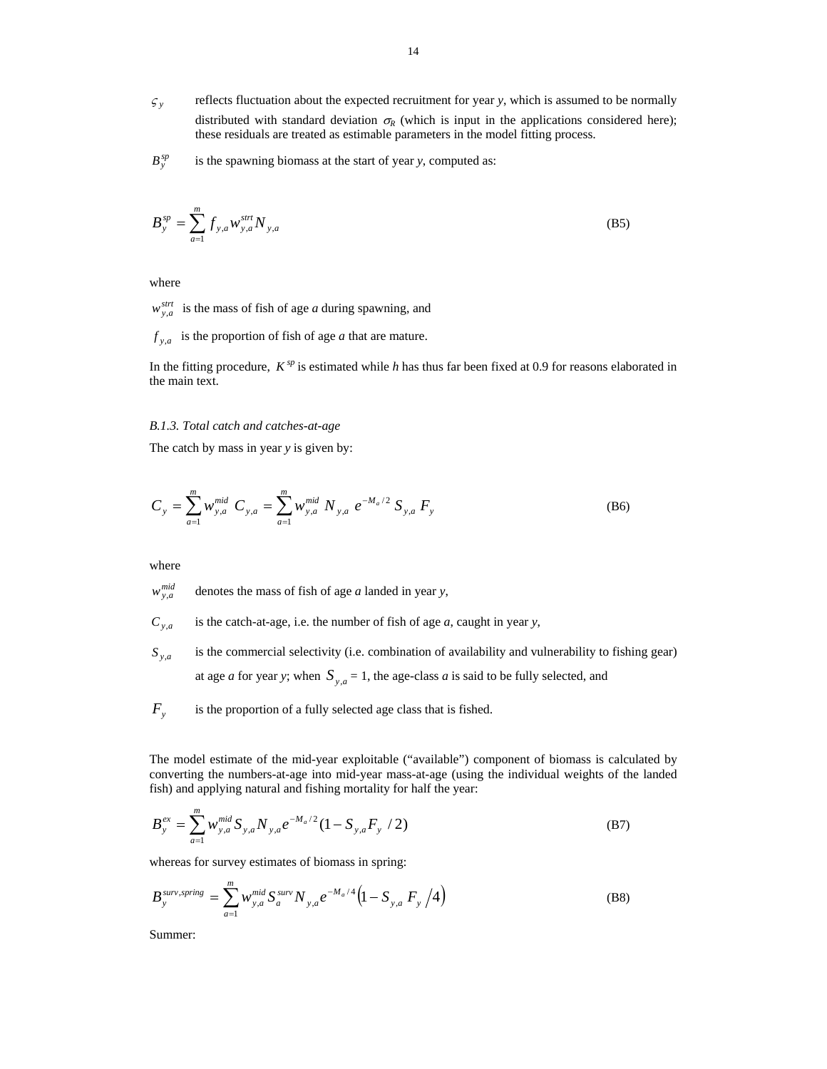$\varsigma_y$ reflects fluctuation about the expected recruitment for year *y*, which is assumed to be normally distributed with standard deviation $\sigma_R$ (which is input in the applications considered here); these residuals are treated as estimable parameters in the model fitting process.

$B_y^{sp}$ is the spawning biomass at the start of year *y*, computed as:

$$B_y^{sp} = \sum_{a=1}^{m} f_{y,a} w_{y,a}^{strt} N_{y,a} \tag{B5}$$

where

$w_{y,a}^{strt}$ is the mass of fish of age *a* during spawning, and

$f_{y,a}$ is the proportion of fish of age *a* that are mature.

In the fitting procedure, $K^{sp}$ is estimated while *h* has thus far been fixed at 0.9 for reasons elaborated in the main text.

*B.1.3. Total catch and catches-at-age*

The catch by mass in year *y* is given by:

$$C_y = \sum_{a=1}^{m} w_{y,a}^{mid} \ C_{y,a} = \sum_{a=1}^{m} w_{y,a}^{mid} \ N_{y,a} \ e^{-M_a/2} \ S_{y,a} \ F_y \tag{B6}$$

where

$w_{y,a}^{mid}$ denotes the mass of fish of age *a* landed in year *y*,

$C_{y,a}$ is the catch-at-age, i.e. the number of fish of age *a*, caught in year *y*,

$S_{y,a}$ is the commercial selectivity (i.e. combination of availability and vulnerability to fishing gear) at age *a* for year *y*; when $S_{y,a} = 1$, the age-class *a* is said to be fully selected, and

$F_y$ is the proportion of a fully selected age class that is fished.

The model estimate of the mid-year exploitable ("available") component of biomass is calculated by converting the numbers-at-age into mid-year mass-at-age (using the individual weights of the landed fish) and applying natural and fishing mortality for half the year:

$$B_y^{ex} = \sum_{a=1}^{m} w_{y,a}^{mid} S_{y,a} N_{y,a} e^{-M_a/2} (1 - S_{y,a} F_y \ / 2) \tag{B7}$$

whereas for survey estimates of biomass in spring:

$$B_y^{surv,spring} = \sum_{a=1}^{m} w_{y,a}^{mid} S_a^{surv} N_{y,a} e^{-M_a/4} \left(1 - S_{y,a} \ F_y \ /4\right) \tag{B8}$$

Summer: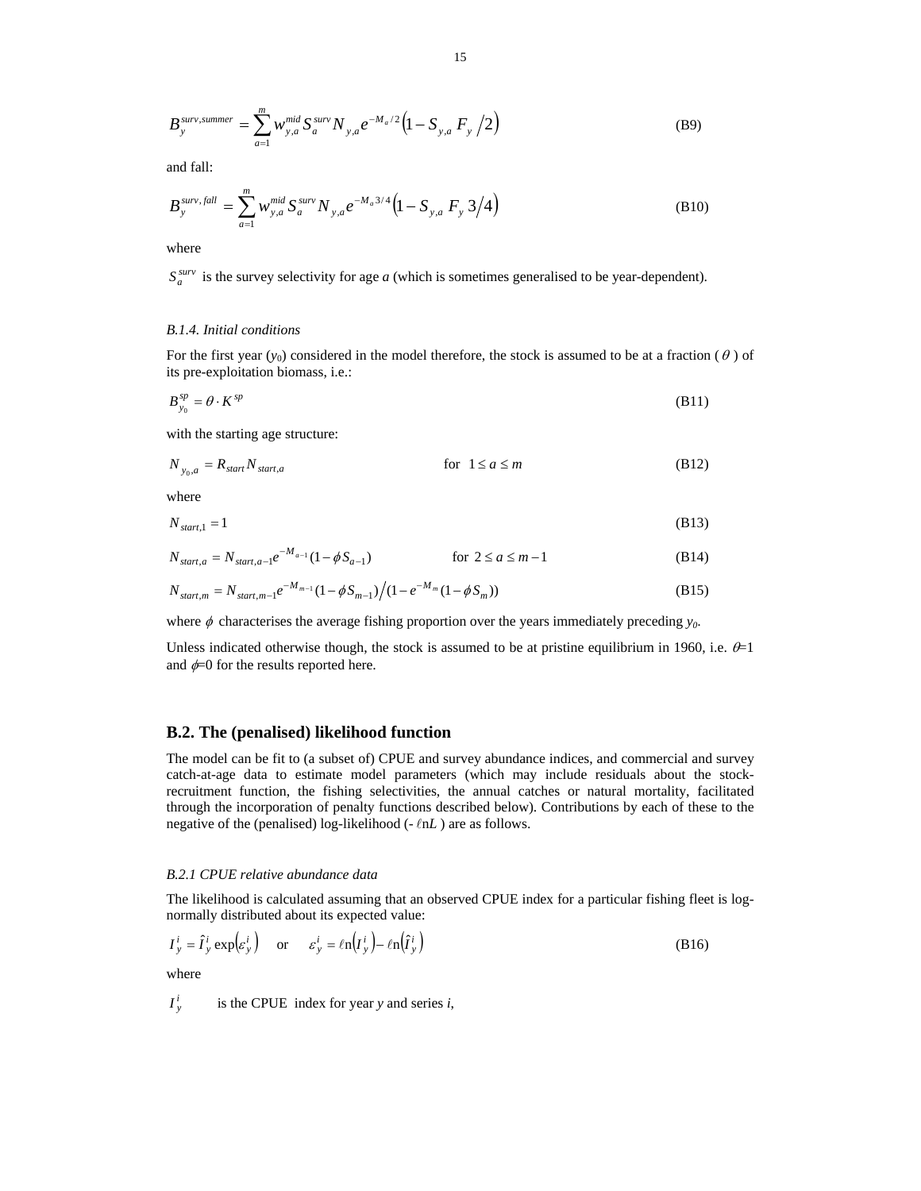$$B_y^{surv,summer} = \sum_{a=1}^{m} w_{y,a}^{mid} S_a^{surv} N_{y,a} e^{-M_a/2}\left(1 - S_{y,a}\, F_y \big/ 2\right) \tag{B9}$$

and fall:

$$B_y^{surv,\,fall} = \sum_{a=1}^{m} w_{y,a}^{mid} S_a^{surv} N_{y,a} e^{-M_a 3/4}\left(1 - S_{y,a}\, F_y\, 3\big/4\right) \tag{B10}$$

where

$S_a^{surv}$ is the survey selectivity for age *a* (which is sometimes generalised to be year-dependent).

*B.1.4. Initial conditions*

For the first year ($y_0$) considered in the model therefore, the stock is assumed to be at a fraction ($\theta$) of its pre-exploitation biomass, i.e.:

$$B_{y_0}^{sp} = \theta \cdot K^{sp} \tag{B11}$$

with the starting age structure:

$$N_{y_0,a} = R_{start} N_{start,a} \qquad \text{for } \; 1 \le a \le m \tag{B12}$$

where

$$N_{start,1} = 1 \tag{B13}$$

$$N_{start,a} = N_{start,a-1} e^{-M_{a-1}} (1 - \phi S_{a-1}) \qquad \text{for } \; 2 \le a \le m-1 \tag{B14}$$

$$N_{start,m} = N_{start,m-1} e^{-M_{m-1}} (1 - \phi S_{m-1}) \big/ (1 - e^{-M_m}(1 - \phi S_m)) \tag{B15}$$

where $\phi$ characterises the average fishing proportion over the years immediately preceding $y_0$.

Unless indicated otherwise though, the stock is assumed to be at pristine equilibrium in 1960, i.e. $\theta$=1 and $\phi$=0 for the results reported here.

## B.2. The (penalised) likelihood function

The model can be fit to (a subset of) CPUE and survey abundance indices, and commercial and survey catch-at-age data to estimate model parameters (which may include residuals about the stock-recruitment function, the fishing selectivities, the annual catches or natural mortality, facilitated through the incorporation of penalty functions described below). Contributions by each of these to the negative of the (penalised) log-likelihood ($-\ell\text{n}L$) are as follows.

*B.2.1 CPUE relative abundance data*

The likelihood is calculated assuming that an observed CPUE index for a particular fishing fleet is log-normally distributed about its expected value:

$$I_y^i = \hat{I}_y^i \exp\left(\varepsilon_y^i\right) \quad \text{or} \quad \varepsilon_y^i = \ell\text{n}\left(I_y^i\right) - \ell\text{n}\left(\hat{I}_y^i\right) \tag{B16}$$

where

$I_y^i$ is the CPUE index for year *y* and series *i*,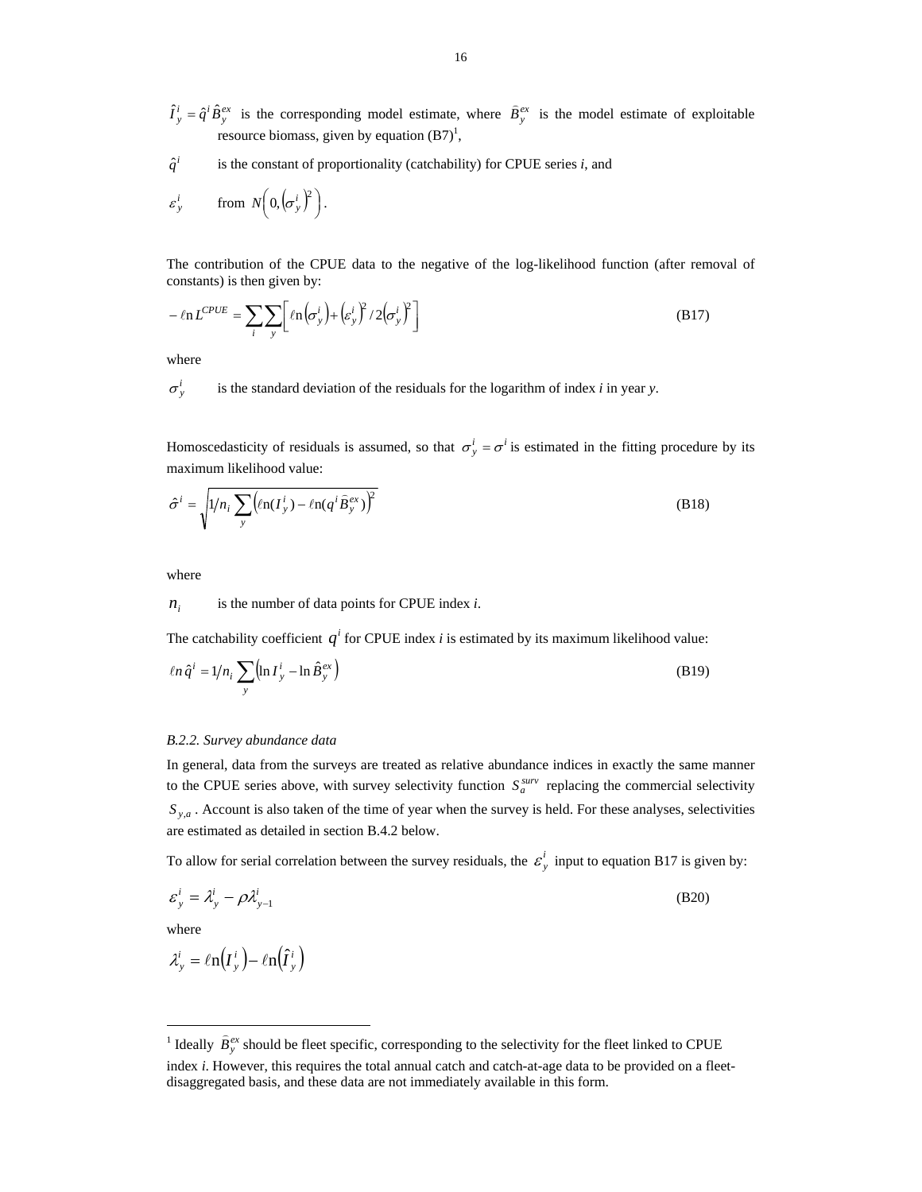$\hat{I}_y^i = \hat{q}^i \hat{B}_y^{ex}$ is the corresponding model estimate, where $\hat{B}_y^{ex}$ is the model estimate of exploitable resource biomass, given by equation (B7)[1],

$\hat{q}^i$ is the constant of proportionality (catchability) for CPUE series *i*, and

$\varepsilon_y^i$ from $N\left(0,\left(\sigma_y^i\right)^2\right)$.

The contribution of the CPUE data to the negative of the log-likelihood function (after removal of constants) is then given by:

$$-\ell\text{n}\, L^{CPUE} = \sum_i \sum_y \left[ \ell\text{n}\left(\sigma_y^i\right) + \left(\varepsilon_y^i\right)^2 / 2\left(\sigma_y^i\right)^2 \right] \tag{B17}$$

where

$\sigma_y^i$ is the standard deviation of the residuals for the logarithm of index *i* in year *y*.

Homoscedasticity of residuals is assumed, so that $\sigma_y^i = \sigma^i$ is estimated in the fitting procedure by its maximum likelihood value:

$$\hat{\sigma}^i = \sqrt{1/n_i \sum_y \left(\ell\text{n}(I_y^i) - \ell\text{n}(q^i \hat{B}_y^{ex})\right)^2} \tag{B18}$$

where

$n_i$ is the number of data points for CPUE index *i*.

The catchability coefficient $q^i$ for CPUE index *i* is estimated by its maximum likelihood value:

$$\ell n\, \hat{q}^i = 1/n_i \sum_y \left(\ln I_y^i - \ln \hat{B}_y^{ex}\right) \tag{B19}$$

*B.2.2. Survey abundance data*

In general, data from the surveys are treated as relative abundance indices in exactly the same manner to the CPUE series above, with survey selectivity function $S_a^{surv}$ replacing the commercial selectivity $S_{y,a}$. Account is also taken of the time of year when the survey is held. For these analyses, selectivities are estimated as detailed in section B.4.2 below.

To allow for serial correlation between the survey residuals, the $\varepsilon_y^i$ input to equation B17 is given by:

$$\varepsilon_y^i = \lambda_y^i - \rho \lambda_{y-1}^i \tag{B20}$$

where

$$\lambda_y^i = \ell\text{n}\left(I_y^i\right) - \ell\text{n}\left(\hat{I}_y^i\right)$$

[1] Ideally $\hat{B}_y^{ex}$ should be fleet specific, corresponding to the selectivity for the fleet linked to CPUE index *i*. However, this requires the total annual catch and catch-at-age data to be provided on a fleet-disaggregated basis, and these data are not immediately available in this form.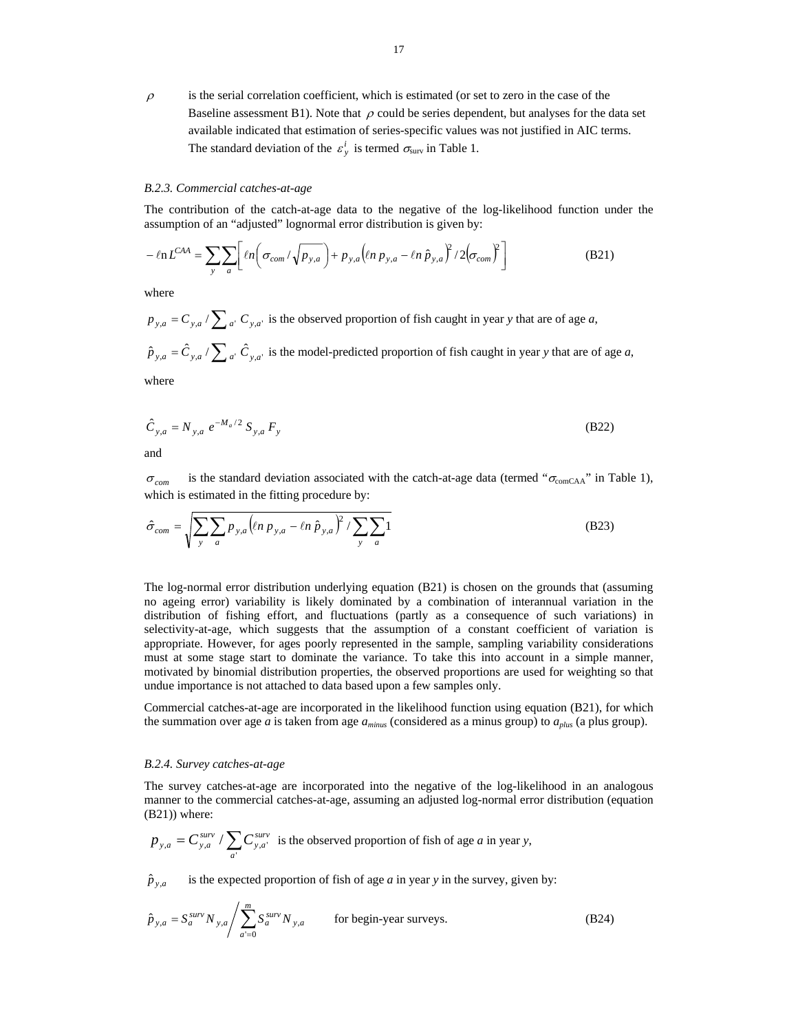$\rho$ is the serial correlation coefficient, which is estimated (or set to zero in the case of the Baseline assessment B1). Note that $\rho$ could be series dependent, but analyses for the data set available indicated that estimation of series-specific values was not justified in AIC terms. The standard deviation of the $\varepsilon_y^i$ is termed $\sigma_{\text{surv}}$ in Table 1.

*B.2.3. Commercial catches-at-age*

The contribution of the catch-at-age data to the negative of the log-likelihood function under the assumption of an "adjusted" lognormal error distribution is given by:

$$-\ell\text{n}\, L^{CAA} = \sum_y \sum_a \left[ \ell n \left( \sigma_{com} / \sqrt{p_{y,a}} \right) + p_{y,a} \left( \ell n\, p_{y,a} - \ell n\, \hat{p}_{y,a} \right)^2 / 2 \left( \sigma_{com} \right)^2 \right] \tag{B21}$$

where

$p_{y,a} = C_{y,a} / \sum_{a'} C_{y,a'}$ is the observed proportion of fish caught in year *y* that are of age *a*,

$\hat{p}_{y,a} = \hat{C}_{y,a} / \sum_{a'} \hat{C}_{y,a'}$ is the model-predicted proportion of fish caught in year *y* that are of age *a*,

where

$$\hat{C}_{y,a} = N_{y,a}\, e^{-M_a/2}\, S_{y,a}\, F_y \tag{B22}$$

and

$\sigma_{com}$ is the standard deviation associated with the catch-at-age data (termed "$\sigma_{\text{comCAA}}$" in Table 1), which is estimated in the fitting procedure by:

$$\hat{\sigma}_{com} = \sqrt{\sum_y \sum_a p_{y,a} \left( \ell n\, p_{y,a} - \ell n\, \hat{p}_{y,a} \right)^2 / \sum_y \sum_a 1} \tag{B23}$$

The log-normal error distribution underlying equation (B21) is chosen on the grounds that (assuming no ageing error) variability is likely dominated by a combination of interannual variation in the distribution of fishing effort, and fluctuations (partly as a consequence of such variations) in selectivity-at-age, which suggests that the assumption of a constant coefficient of variation is appropriate. However, for ages poorly represented in the sample, sampling variability considerations must at some stage start to dominate the variance. To take this into account in a simple manner, motivated by binomial distribution properties, the observed proportions are used for weighting so that undue importance is not attached to data based upon a few samples only.

Commercial catches-at-age are incorporated in the likelihood function using equation (B21), for which the summation over age *a* is taken from age $a_{minus}$ (considered as a minus group) to $a_{plus}$ (a plus group).

*B.2.4. Survey catches-at-age*

The survey catches-at-age are incorporated into the negative of the log-likelihood in an analogous manner to the commercial catches-at-age, assuming an adjusted log-normal error distribution (equation (B21)) where:

$p_{y,a} = C_{y,a}^{surv} / \sum_{a'} C_{y,a'}^{surv}$ is the observed proportion of fish of age *a* in year *y*,

$\hat{p}_{y,a}$ is the expected proportion of fish of age *a* in year *y* in the survey, given by:

$$\hat{p}_{y,a} = S_a^{surv} N_{y,a} \Big/ \sum_{a'=0}^{m} S_a^{surv} N_{y,a} \qquad \text{for begin-year surveys.} \tag{B24}$$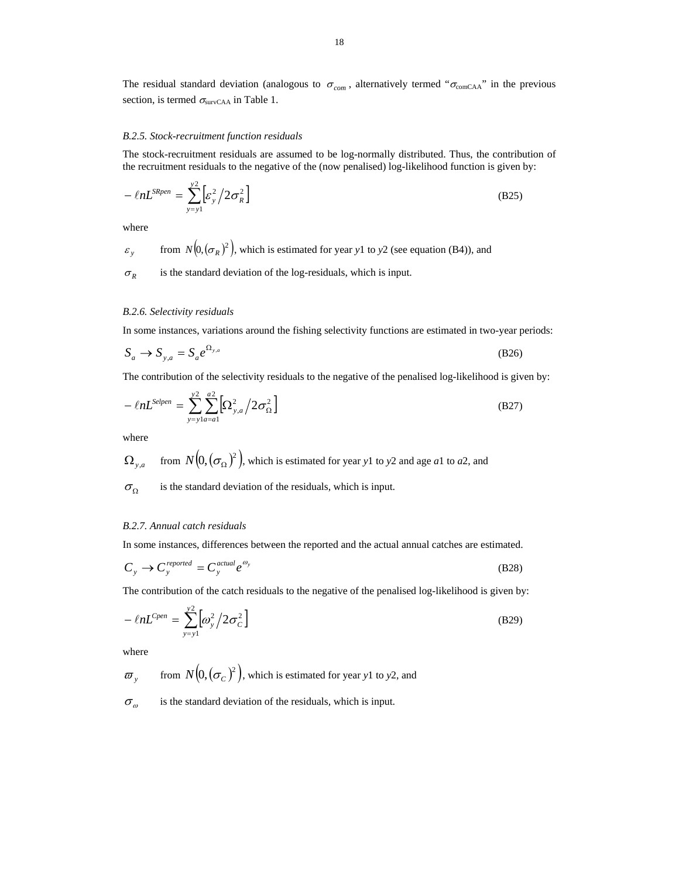The residual standard deviation (analogous to $\sigma_{com}$, alternatively termed "$\sigma_{\text{comCAA}}$" in the previous section, is termed $\sigma_{\text{survCAA}}$ in Table 1.

*B.2.5. Stock-recruitment function residuals*

The stock-recruitment residuals are assumed to be log-normally distributed. Thus, the contribution of the recruitment residuals to the negative of the (now penalised) log-likelihood function is given by:

$$-\ell nL^{SRpen} = \sum_{y=y1}^{y2} \left[ \varepsilon_y^2 / 2\sigma_R^2 \right] \tag{B25}$$

where

$\varepsilon_y$ from $N\left(0, (\sigma_R)^2\right)$, which is estimated for year $y1$ to $y2$ (see equation (B4)), and

$\sigma_R$ is the standard deviation of the log-residuals, which is input.

*B.2.6. Selectivity residuals*

In some instances, variations around the fishing selectivity functions are estimated in two-year periods:

$$S_a \to S_{y,a} = S_a e^{\Omega_{y,a}} \tag{B26}$$

The contribution of the selectivity residuals to the negative of the penalised log-likelihood is given by:

$$-\ell nL^{Selpen} = \sum_{y=y1}^{y2} \sum_{a=a1}^{a2} \left[ \Omega_{y,a}^2 / 2\sigma_\Omega^2 \right] \tag{B27}$$

where

$\Omega_{y,a}$ from $N\left(0, (\sigma_\Omega)^2\right)$, which is estimated for year $y1$ to $y2$ and age $a1$ to $a2$, and

$\sigma_\Omega$ is the standard deviation of the residuals, which is input.

*B.2.7. Annual catch residuals*

In some instances, differences between the reported and the actual annual catches are estimated.

$$C_y \to C_y^{reported} = C_y^{actual} e^{\omega_y} \tag{B28}$$

The contribution of the catch residuals to the negative of the penalised log-likelihood is given by:

$$-\ell nL^{Cpen} = \sum_{y=y1}^{y2} \left[ \omega_y^2 / 2\sigma_C^2 \right] \tag{B29}$$

where

$\varpi_y$ from $N\left(0, (\sigma_C)^2\right)$, which is estimated for year $y1$ to $y2$, and

$\sigma_\omega$ is the standard deviation of the residuals, which is input.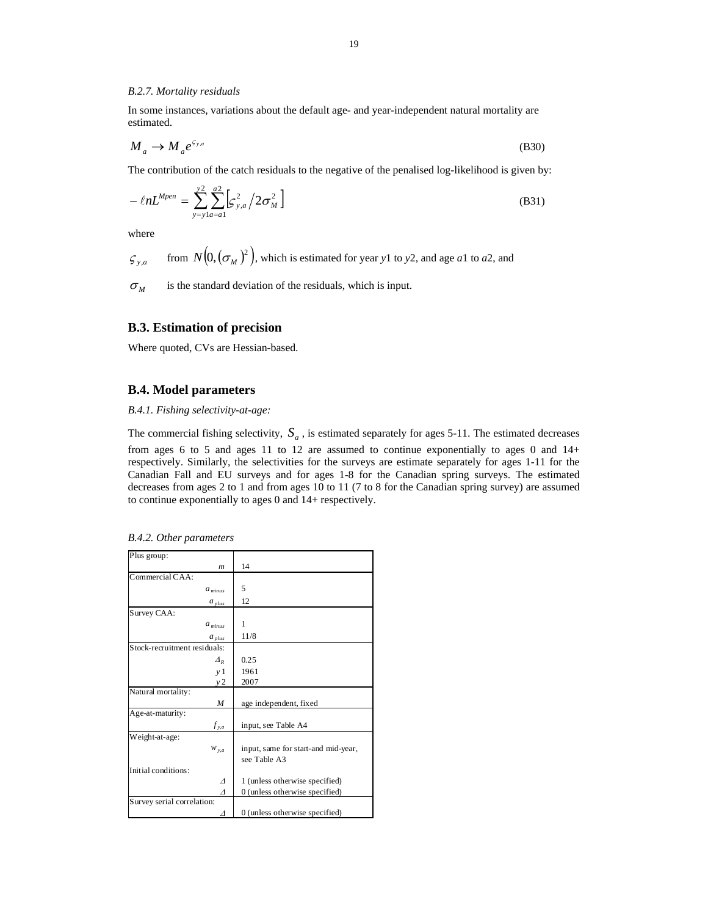*B.2.7. Mortality residuals*

In some instances, variations about the default age- and year-independent natural mortality are estimated.

$$M_a \rightarrow M_a e^{\varsigma_{y,a}} \tag{B30}$$

The contribution of the catch residuals to the negative of the penalised log-likelihood is given by:

$$-\ell n L^{Mpen} = \sum_{y=y1}^{y2} \sum_{a=a1}^{a2} \left[ \varsigma_{y,a}^2 / 2\sigma_M^2 \right] \tag{B31}$$

where

$\varsigma_{y,a}$ from $N\left(0, (\sigma_M)^2\right)$, which is estimated for year $y1$ to $y2$, and age $a1$ to $a2$, and

$\sigma_M$ is the standard deviation of the residuals, which is input.

## B.3. Estimation of precision

Where quoted, CVs are Hessian-based.

## B.4. Model parameters

*B.4.1. Fishing selectivity-at-age:*

The commercial fishing selectivity, $S_a$, is estimated separately for ages 5-11. The estimated decreases from ages 6 to 5 and ages 11 to 12 are assumed to continue exponentially to ages 0 and 14+ respectively. Similarly, the selectivities for the surveys are estimate separately for ages 1-11 for the Canadian Fall and EU surveys and for ages 1-8 for the Canadian spring surveys. The estimated decreases from ages 2 to 1 and from ages 10 to 11 (7 to 8 for the Canadian spring survey) are assumed to continue exponentially to ages 0 and 14+ respectively.

*B.4.2. Other parameters*

| | |
|---|---|
| Plus group: | |
| $m$ | 14 |
| Commercial CAA: | |
| $a_{minus}$ | 5 |
| $a_{plus}$ | 12 |
| Survey CAA: | |
| $a_{minus}$ | 1 |
| $a_{plus}$ | 11/8 |
| Stock-recruitment residuals: | |
| $\Delta_R$ | 0.25 |
| $y1$ | 1961 |
| $y2$ | 2007 |
| Natural mortality: | |
| $M$ | age independent, fixed |
| Age-at-maturity: | |
| $f_{y,a}$ | input, see Table A4 |
| Weight-at-age: | |
| $w_{y,a}$ | input, same for start-and mid-year, see Table A3 |
| Initial conditions: | |
| $\Delta$ | 1 (unless otherwise specified) |
| $\Delta$ | 0 (unless otherwise specified) |
| Survey serial correlation: | |
| $\Delta$ | 0 (unless otherwise specified) |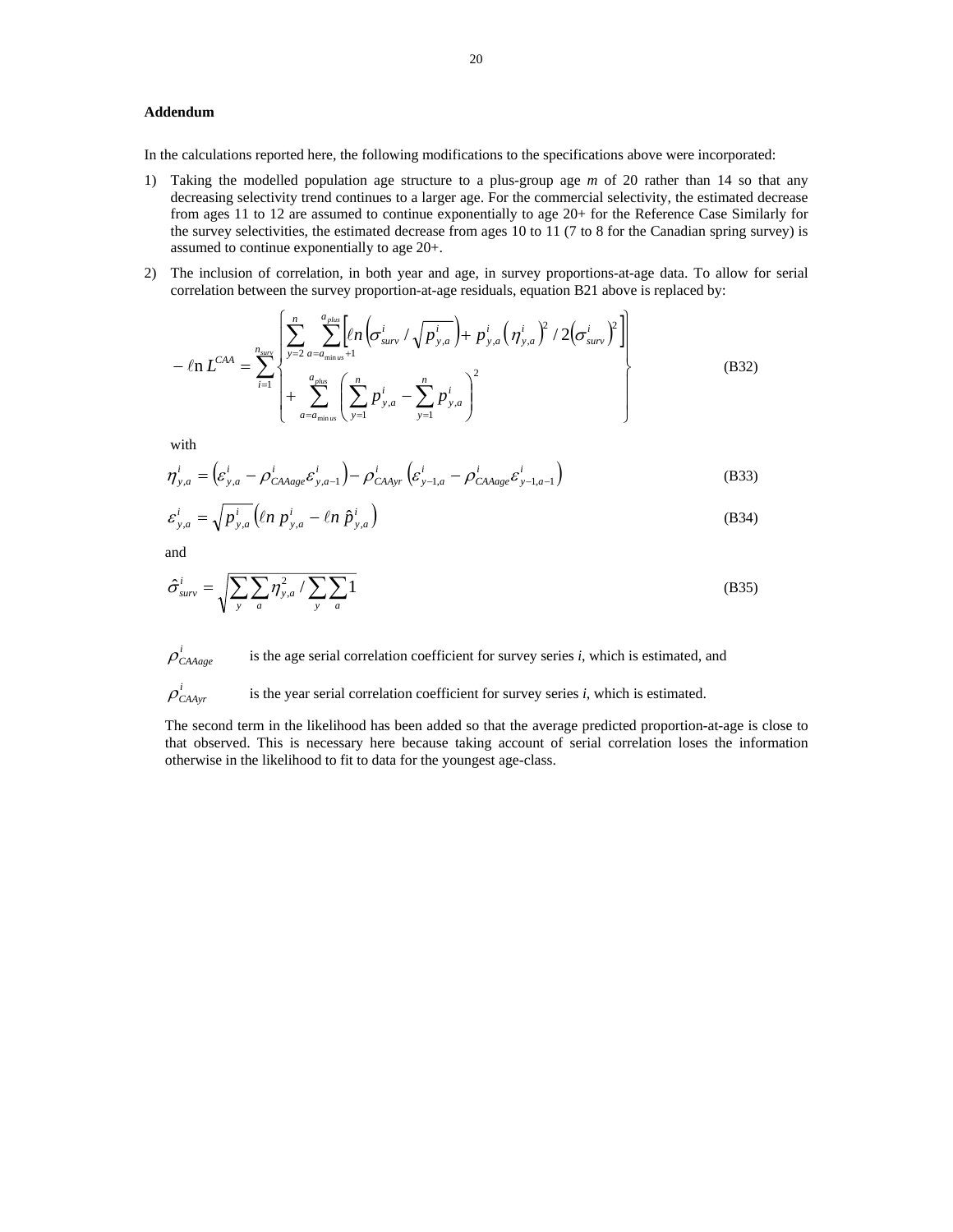**Addendum**

In the calculations reported here, the following modifications to the specifications above were incorporated:

1) Taking the modelled population age structure to a plus-group age $m$ of 20 rather than 14 so that any decreasing selectivity trend continues to a larger age. For the commercial selectivity, the estimated decrease from ages 11 to 12 are assumed to continue exponentially to age 20+ for the Reference Case Similarly for the survey selectivities, the estimated decrease from ages 10 to 11 (7 to 8 for the Canadian spring survey) is assumed to continue exponentially to age 20+.

2) The inclusion of correlation, in both year and age, in survey proportions-at-age data. To allow for serial correlation between the survey proportion-at-age residuals, equation B21 above is replaced by:

$$-\ell\mathrm{n}\, L^{CAA} = \sum_{i=1}^{n_{surv}} \left\{ \begin{array}{l} \displaystyle\sum_{y=2}^{n} \sum_{a=a_{\min us}+1}^{a_{plus}} \left[ \ell n\left(\sigma_{surv}^{i} / \sqrt{p_{y,a}^{i}}\right) + p_{y,a}^{i} \left(\eta_{y,a}^{i}\right)^{2} / 2\left(\sigma_{surv}^{i}\right)^{2} \right] \\ \displaystyle + \sum_{a=a_{\min us}}^{a_{plus}} \left( \sum_{y=1}^{n} p_{y,a}^{i} - \sum_{y=1}^{n} p_{y,a}^{i} \right)^{2} \end{array} \right\} \tag{B32}$$

with

$$\eta_{y,a}^{i} = \left(\varepsilon_{y,a}^{i} - \rho_{CAAage}^{i} \varepsilon_{y,a-1}^{i}\right) - \rho_{CAAyr}^{i} \left(\varepsilon_{y-1,a}^{i} - \rho_{CAAage}^{i} \varepsilon_{y-1,a-1}^{i}\right) \tag{B33}$$

$$\varepsilon_{y,a}^{i} = \sqrt{p_{y,a}^{i}} \left(\ell n\, p_{y,a}^{i} - \ell n\, \hat{p}_{y,a}^{i}\right) \tag{B34}$$

and

$$\hat{\sigma}_{surv}^{i} = \sqrt{\sum_{y} \sum_{a} \eta_{y,a}^{2} / \sum_{y} \sum_{a} 1} \tag{B35}$$

$\rho_{CAAage}^{i}$ is the age serial correlation coefficient for survey series $i$, which is estimated, and

$\rho_{CAAyr}^{i}$ is the year serial correlation coefficient for survey series $i$, which is estimated.

The second term in the likelihood has been added so that the average predicted proportion-at-age is close to that observed. This is necessary here because taking account of serial correlation loses the information otherwise in the likelihood to fit to data for the youngest age-class.